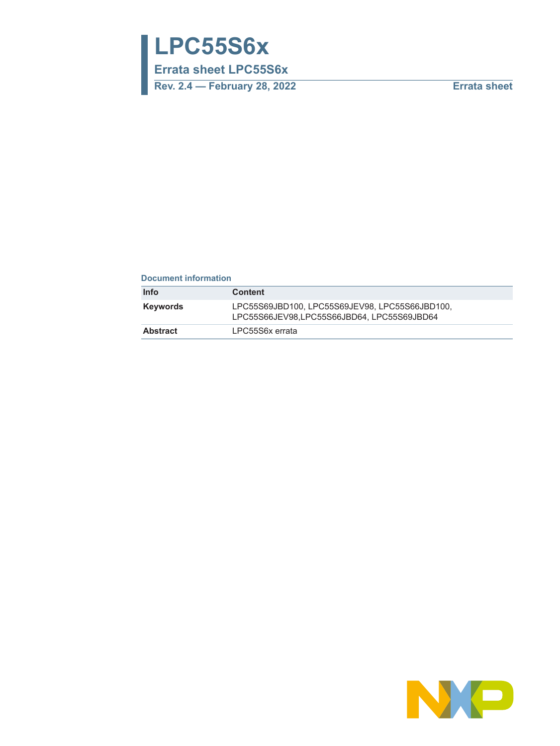# LPC55S6x

## Errata sheet LPC55S6x

**Rev. 2.4 — February 28, 2022** **Errata sheet**

**Document information**

| Info | Content |
|---|---|
| **Keywords** | LPC55S69JBD100, LPC55S69JEV98, LPC55S66JBD100, LPC55S66JEV98,LPC55S66JBD64, LPC55S69JBD64 |
| **Abstract** | LPC55S6x errata |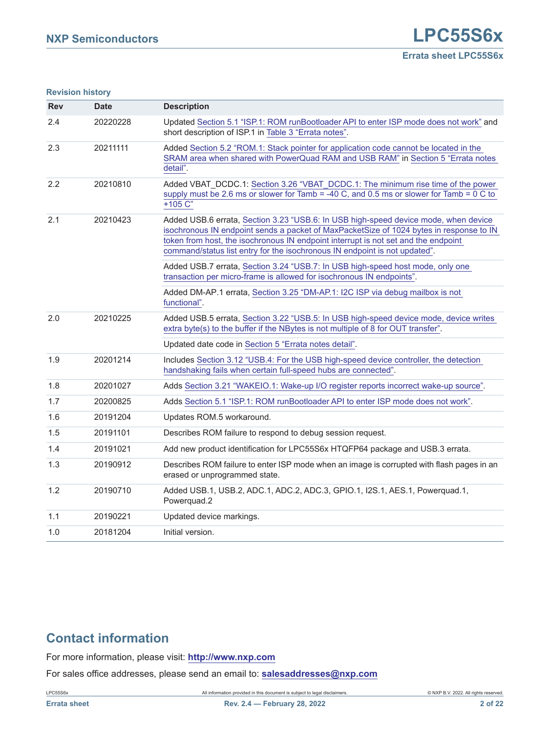**Revision history**

| Rev | Date | Description |
|---|---|---|
| 2.4 | 20220228 | Updated Section 5.1 “ISP.1: ROM runBootloader API to enter ISP mode does not work” and short description of ISP.1 in Table 3 “Errata notes”. |
| 2.3 | 20211111 | Added Section 5.2 “ROM.1: Stack pointer for application code cannot be located in the SRAM area when shared with PowerQuad RAM and USB RAM” in Section 5 “Errata notes detail”. |
| 2.2 | 20210810 | Added VBAT_DCDC.1: Section 3.26 “VBAT_DCDC.1: The minimum rise time of the power supply must be 2.6 ms or slower for Tamb = -40 C, and 0.5 ms or slower for Tamb = 0 C to +105 C” |
| 2.1 | 20210423 | Added USB.6 errata, Section 3.23 “USB.6: In USB high-speed device mode, when device isochronous IN endpoint sends a packet of MaxPacketSize of 1024 bytes in response to IN token from host, the isochronous IN endpoint interrupt is not set and the endpoint command/status list entry for the isochronous IN endpoint is not updated”. |
| | | Added USB.7 errata, Section 3.24 “USB.7: In USB high-speed host mode, only one transaction per micro-frame is allowed for isochronous IN endpoints”. |
| | | Added DM-AP.1 errata, Section 3.25 “DM-AP.1: I2C ISP via debug mailbox is not functional”. |
| 2.0 | 20210225 | Added USB.5 errata, Section 3.22 “USB.5: In USB high-speed device mode, device writes extra byte(s) to the buffer if the NBytes is not multiple of 8 for OUT transfer”. |
| | | Updated date code in Section 5 “Errata notes detail”. |
| 1.9 | 20201214 | Includes Section 3.12 “USB.4: For the USB high-speed device controller, the detection handshaking fails when certain full-speed hubs are connected”. |
| 1.8 | 20201027 | Adds Section 3.21 “WAKEIO.1: Wake-up I/O register reports incorrect wake-up source”. |
| 1.7 | 20200825 | Adds Section 5.1 “ISP.1: ROM runBootloader API to enter ISP mode does not work”. |
| 1.6 | 20191204 | Updates ROM.5 workaround. |
| 1.5 | 20191101 | Describes ROM failure to respond to debug session request. |
| 1.4 | 20191021 | Add new product identification for LPC55S6x HTQFP64 package and USB.3 errata. |
| 1.3 | 20190912 | Describes ROM failure to enter ISP mode when an image is corrupted with flash pages in an erased or unprogrammed state. |
| 1.2 | 20190710 | Added USB.1, USB.2, ADC.1, ADC.2, ADC.3, GPIO.1, I2S.1, AES.1, Powerquad.1, Powerquad.2 |
| 1.1 | 20190221 | Updated device markings. |
| 1.0 | 20181204 | Initial version. |

## Contact information

For more information, please visit: **http://www.nxp.com**

For sales office addresses, please send an email to: **salesaddresses@nxp.com**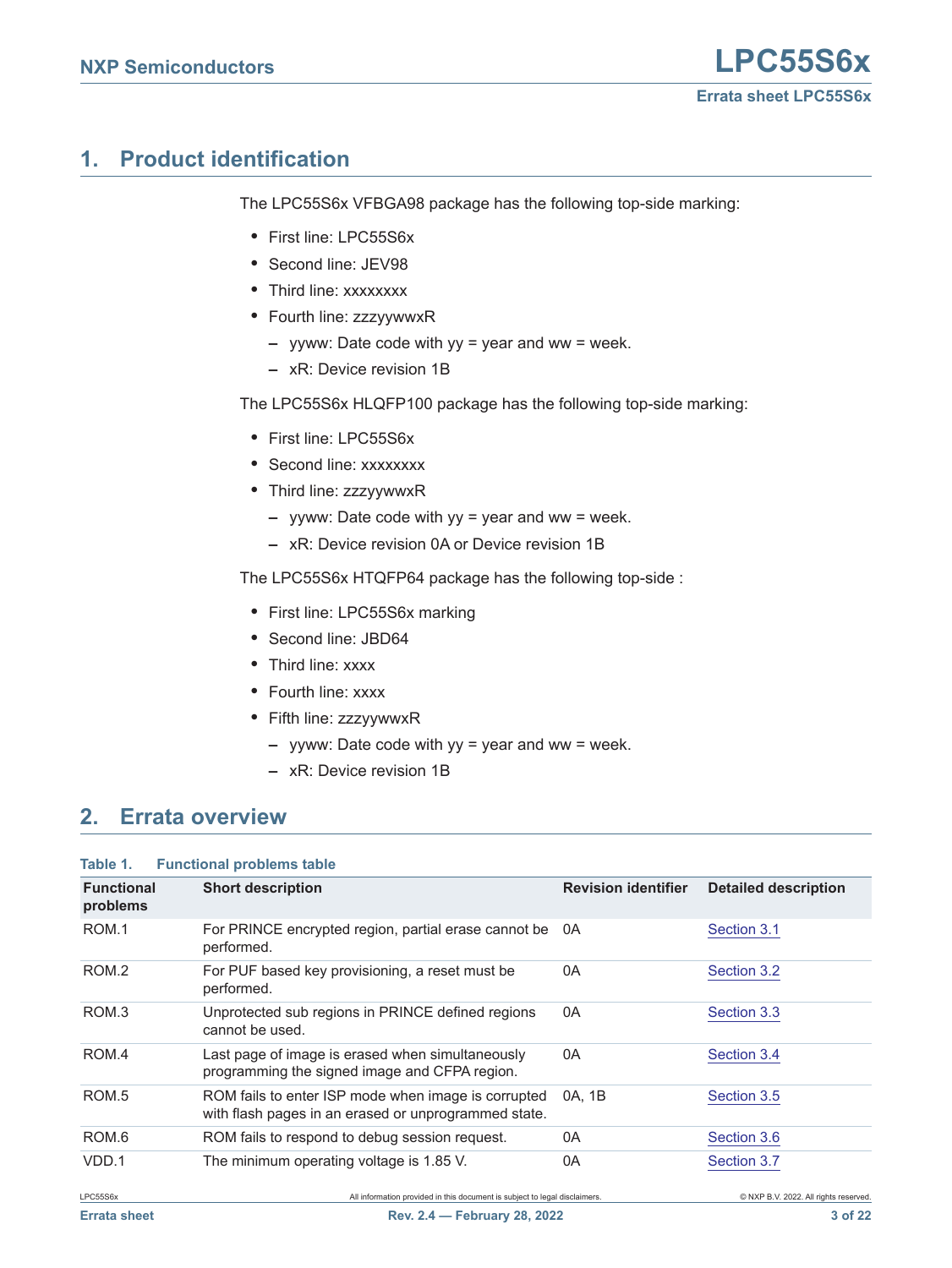## 1. Product identification

The LPC55S6x VFBGA98 package has the following top-side marking:

- First line: LPC55S6x
- Second line: JEV98
- Third line: xxxxxxxx
- Fourth line: zzzyywwxR
  - yyww: Date code with yy = year and ww = week.
  - xR: Device revision 1B

The LPC55S6x HLQFP100 package has the following top-side marking:

- First line: LPC55S6x
- Second line: xxxxxxxx
- Third line: zzzyywwxR
  - yyww: Date code with yy = year and ww = week.
  - xR: Device revision 0A or Device revision 1B

The LPC55S6x HTQFP64 package has the following top-side :

- First line: LPC55S6x marking
- Second line: JBD64
- Third line: xxxx
- Fourth line: xxxx
- Fifth line: zzzyywwxR
  - yyww: Date code with yy = year and ww = week.
  - xR: Device revision 1B

## 2. Errata overview

**Table 1. Functional problems table**

| Functional problems | Short description | Revision identifier | Detailed description |
|---|---|---|---|
| ROM.1 | For PRINCE encrypted region, partial erase cannot be performed. | 0A | Section 3.1 |
| ROM.2 | For PUF based key provisioning, a reset must be performed. | 0A | Section 3.2 |
| ROM.3 | Unprotected sub regions in PRINCE defined regions cannot be used. | 0A | Section 3.3 |
| ROM.4 | Last page of image is erased when simultaneously programming the signed image and CFPA region. | 0A | Section 3.4 |
| ROM.5 | ROM fails to enter ISP mode when image is corrupted with flash pages in an erased or unprogrammed state. | 0A, 1B | Section 3.5 |
| ROM.6 | ROM fails to respond to debug session request. | 0A | Section 3.6 |
| VDD.1 | The minimum operating voltage is 1.85 V. | 0A | Section 3.7 |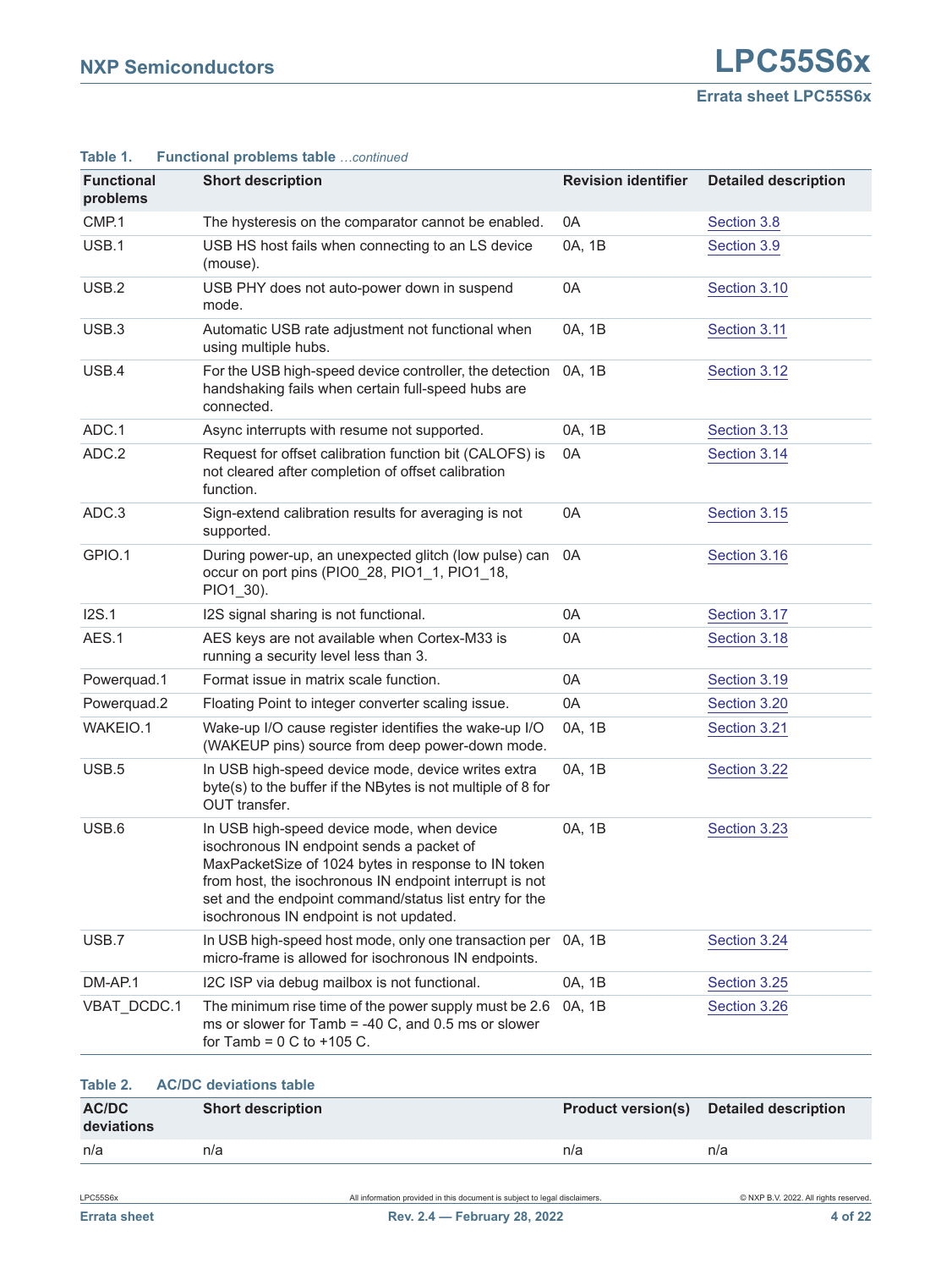**Table 1. Functional problems table** *…continued*

| Functional problems | Short description | Revision identifier | Detailed description |
|---|---|---|---|
| CMP.1 | The hysteresis on the comparator cannot be enabled. | 0A | Section 3.8 |
| USB.1 | USB HS host fails when connecting to an LS device (mouse). | 0A, 1B | Section 3.9 |
| USB.2 | USB PHY does not auto-power down in suspend mode. | 0A | Section 3.10 |
| USB.3 | Automatic USB rate adjustment not functional when using multiple hubs. | 0A, 1B | Section 3.11 |
| USB.4 | For the USB high-speed device controller, the detection handshaking fails when certain full-speed hubs are connected. | 0A, 1B | Section 3.12 |
| ADC.1 | Async interrupts with resume not supported. | 0A, 1B | Section 3.13 |
| ADC.2 | Request for offset calibration function bit (CALOFS) is not cleared after completion of offset calibration function. | 0A | Section 3.14 |
| ADC.3 | Sign-extend calibration results for averaging is not supported. | 0A | Section 3.15 |
| GPIO.1 | During power-up, an unexpected glitch (low pulse) can occur on port pins (PIO0_28, PIO1_1, PIO1_18, PIO1_30). | 0A | Section 3.16 |
| I2S.1 | I2S signal sharing is not functional. | 0A | Section 3.17 |
| AES.1 | AES keys are not available when Cortex-M33 is running a security level less than 3. | 0A | Section 3.18 |
| Powerquad.1 | Format issue in matrix scale function. | 0A | Section 3.19 |
| Powerquad.2 | Floating Point to integer converter scaling issue. | 0A | Section 3.20 |
| WAKEIO.1 | Wake-up I/O cause register identifies the wake-up I/O (WAKEUP pins) source from deep power-down mode. | 0A, 1B | Section 3.21 |
| USB.5 | In USB high-speed device mode, device writes extra byte(s) to the buffer if the NBytes is not multiple of 8 for OUT transfer. | 0A, 1B | Section 3.22 |
| USB.6 | In USB high-speed device mode, when device isochronous IN endpoint sends a packet of MaxPacketSize of 1024 bytes in response to IN token from host, the isochronous IN endpoint interrupt is not set and the endpoint command/status list entry for the isochronous IN endpoint is not updated. | 0A, 1B | Section 3.23 |
| USB.7 | In USB high-speed host mode, only one transaction per micro-frame is allowed for isochronous IN endpoints. | 0A, 1B | Section 3.24 |
| DM-AP.1 | I2C ISP via debug mailbox is not functional. | 0A, 1B | Section 3.25 |
| VBAT_DCDC.1 | The minimum rise time of the power supply must be 2.6 ms or slower for Tamb = -40 C, and 0.5 ms or slower for Tamb = 0 C to +105 C. | 0A, 1B | Section 3.26 |

**Table 2. AC/DC deviations table**

| AC/DC deviations | Short description | Product version(s) | Detailed description |
|---|---|---|---|
| n/a | n/a | n/a | n/a |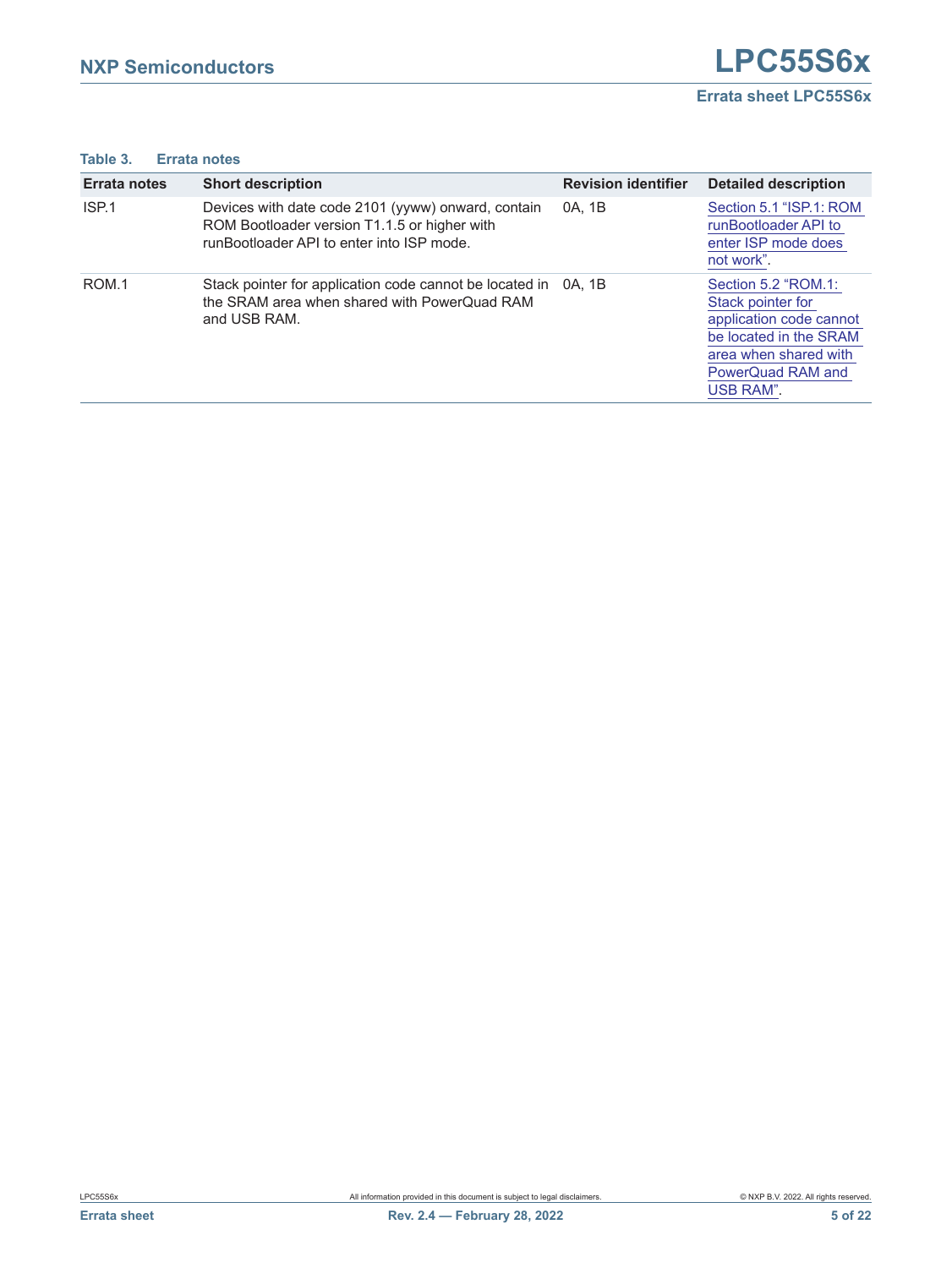**Table 3. Errata notes**

| Errata notes | Short description | Revision identifier | Detailed description |
|---|---|---|---|
| ISP.1 | Devices with date code 2101 (yyww) onward, contain ROM Bootloader version T1.1.5 or higher with runBootloader API to enter into ISP mode. | 0A, 1B | Section 5.1 "ISP.1: ROM runBootloader API to enter ISP mode does not work". |
| ROM.1 | Stack pointer for application code cannot be located in the SRAM area when shared with PowerQuad RAM and USB RAM. | 0A, 1B | Section 5.2 "ROM.1: Stack pointer for application code cannot be located in the SRAM area when shared with PowerQuad RAM and USB RAM". |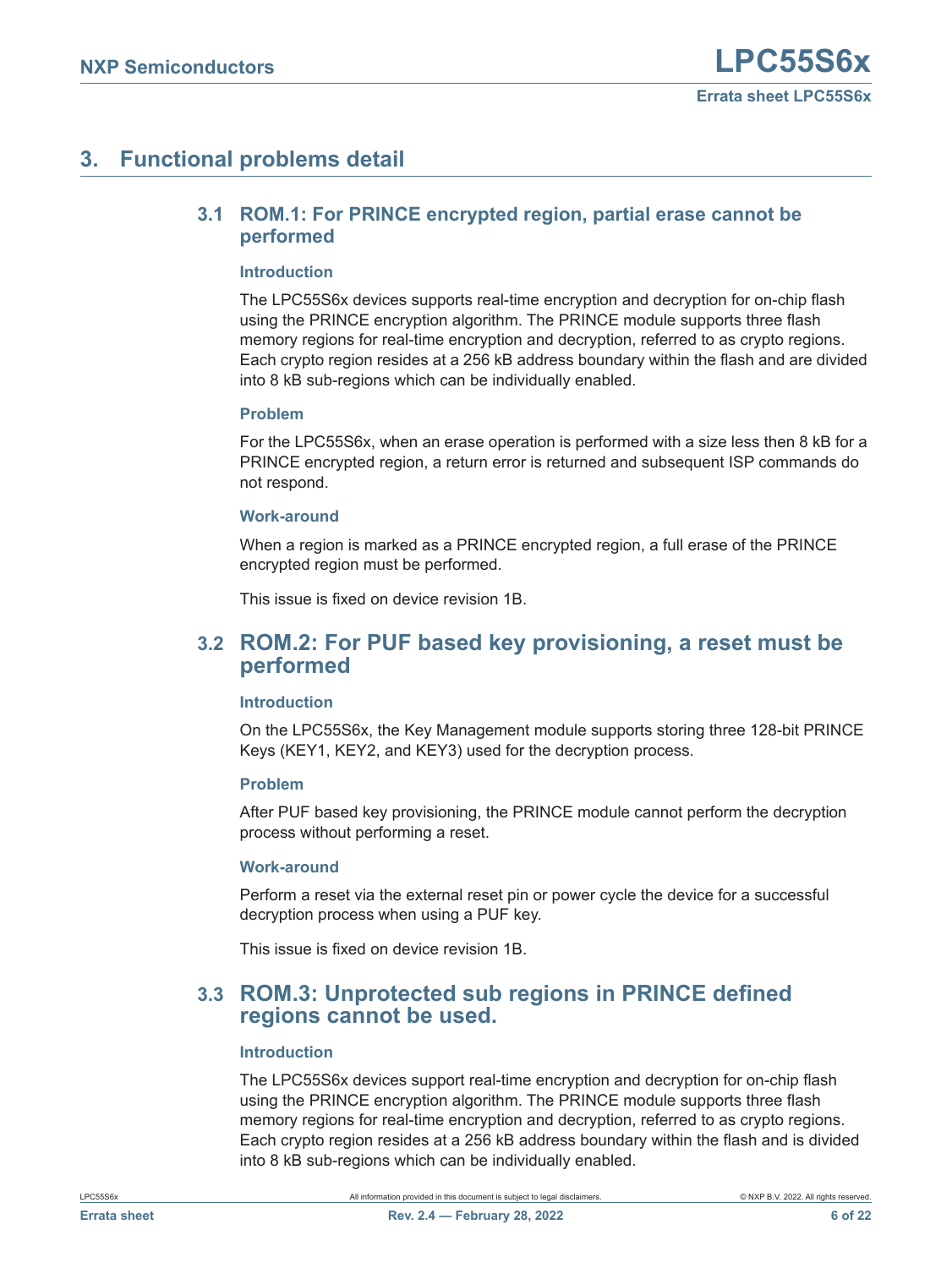# 3. Functional problems detail

## 3.1 ROM.1: For PRINCE encrypted region, partial erase cannot be performed

### Introduction

The LPC55S6x devices supports real-time encryption and decryption for on-chip flash using the PRINCE encryption algorithm. The PRINCE module supports three flash memory regions for real-time encryption and decryption, referred to as crypto regions. Each crypto region resides at a 256 kB address boundary within the flash and are divided into 8 kB sub-regions which can be individually enabled.

### Problem

For the LPC55S6x, when an erase operation is performed with a size less then 8 kB for a PRINCE encrypted region, a return error is returned and subsequent ISP commands do not respond.

### Work-around

When a region is marked as a PRINCE encrypted region, a full erase of the PRINCE encrypted region must be performed.

This issue is fixed on device revision 1B.

## 3.2 ROM.2: For PUF based key provisioning, a reset must be performed

### Introduction

On the LPC55S6x, the Key Management module supports storing three 128-bit PRINCE Keys (KEY1, KEY2, and KEY3) used for the decryption process.

### Problem

After PUF based key provisioning, the PRINCE module cannot perform the decryption process without performing a reset.

### Work-around

Perform a reset via the external reset pin or power cycle the device for a successful decryption process when using a PUF key.

This issue is fixed on device revision 1B.

## 3.3 ROM.3: Unprotected sub regions in PRINCE defined regions cannot be used.

### Introduction

The LPC55S6x devices support real-time encryption and decryption for on-chip flash using the PRINCE encryption algorithm. The PRINCE module supports three flash memory regions for real-time encryption and decryption, referred to as crypto regions. Each crypto region resides at a 256 kB address boundary within the flash and is divided into 8 kB sub-regions which can be individually enabled.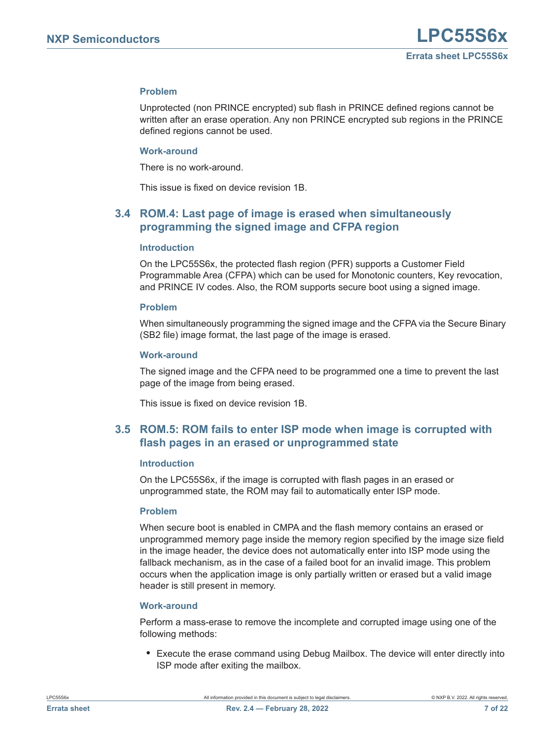#### Problem

Unprotected (non PRINCE encrypted) sub flash in PRINCE defined regions cannot be written after an erase operation. Any non PRINCE encrypted sub regions in the PRINCE defined regions cannot be used.

#### Work-around

There is no work-around.

This issue is fixed on device revision 1B.

### 3.4 ROM.4: Last page of image is erased when simultaneously programming the signed image and CFPA region

#### Introduction

On the LPC55S6x, the protected flash region (PFR) supports a Customer Field Programmable Area (CFPA) which can be used for Monotonic counters, Key revocation, and PRINCE IV codes. Also, the ROM supports secure boot using a signed image.

#### Problem

When simultaneously programming the signed image and the CFPA via the Secure Binary (SB2 file) image format, the last page of the image is erased.

#### Work-around

The signed image and the CFPA need to be programmed one a time to prevent the last page of the image from being erased.

This issue is fixed on device revision 1B.

### 3.5 ROM.5: ROM fails to enter ISP mode when image is corrupted with flash pages in an erased or unprogrammed state

#### Introduction

On the LPC55S6x, if the image is corrupted with flash pages in an erased or unprogrammed state, the ROM may fail to automatically enter ISP mode.

#### Problem

When secure boot is enabled in CMPA and the flash memory contains an erased or unprogrammed memory page inside the memory region specified by the image size field in the image header, the device does not automatically enter into ISP mode using the fallback mechanism, as in the case of a failed boot for an invalid image. This problem occurs when the application image is only partially written or erased but a valid image header is still present in memory.

#### Work-around

Perform a mass-erase to remove the incomplete and corrupted image using one of the following methods:

- Execute the erase command using Debug Mailbox. The device will enter directly into ISP mode after exiting the mailbox.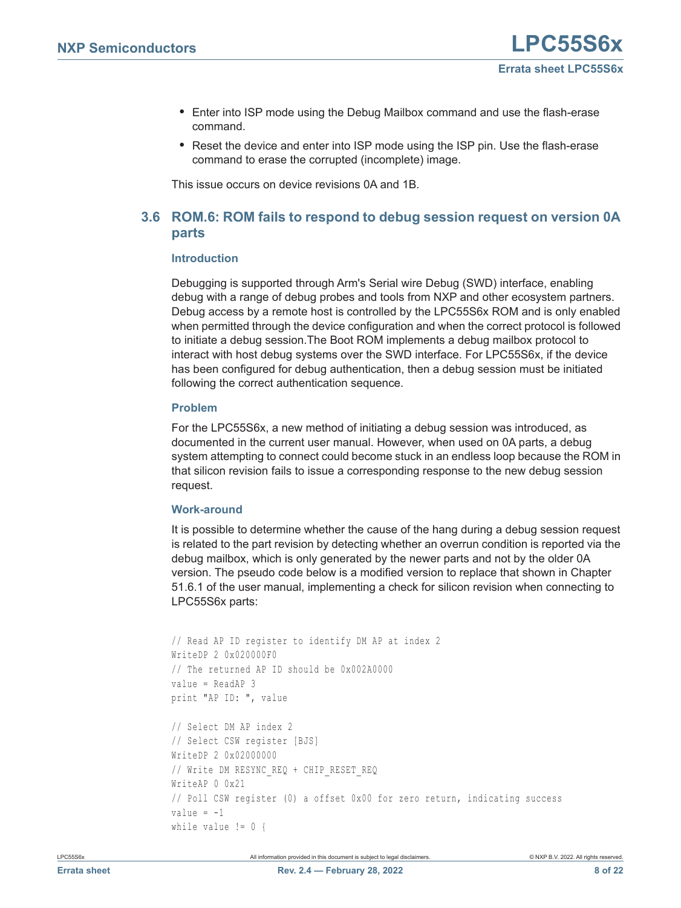- Enter into ISP mode using the Debug Mailbox command and use the flash-erase command.
- Reset the device and enter into ISP mode using the ISP pin. Use the flash-erase command to erase the corrupted (incomplete) image.

This issue occurs on device revisions 0A and 1B.

## 3.6 ROM.6: ROM fails to respond to debug session request on version 0A parts

### Introduction

Debugging is supported through Arm's Serial wire Debug (SWD) interface, enabling debug with a range of debug probes and tools from NXP and other ecosystem partners. Debug access by a remote host is controlled by the LPC55S6x ROM and is only enabled when permitted through the device configuration and when the correct protocol is followed to initiate a debug session.The Boot ROM implements a debug mailbox protocol to interact with host debug systems over the SWD interface. For LPC55S6x, if the device has been configured for debug authentication, then a debug session must be initiated following the correct authentication sequence.

### Problem

For the LPC55S6x, a new method of initiating a debug session was introduced, as documented in the current user manual. However, when used on 0A parts, a debug system attempting to connect could become stuck in an endless loop because the ROM in that silicon revision fails to issue a corresponding response to the new debug session request.

### Work-around

It is possible to determine whether the cause of the hang during a debug session request is related to the part revision by detecting whether an overrun condition is reported via the debug mailbox, which is only generated by the newer parts and not by the older 0A version. The pseudo code below is a modified version to replace that shown in Chapter 51.6.1 of the user manual, implementing a check for silicon revision when connecting to LPC55S6x parts:

```
// Read AP ID register to identify DM AP at index 2
WriteDP 2 0x020000F0
// The returned AP ID should be 0x002A0000
value = ReadAP 3
print "AP ID: ", value

// Select DM AP index 2
// Select CSW register [BJS]
WriteDP 2 0x02000000
// Write DM RESYNC_REQ + CHIP_RESET_REQ
WriteAP 0 0x21
// Poll CSW register (0) a offset 0x00 for zero return, indicating success
value = -1
while value != 0 {
```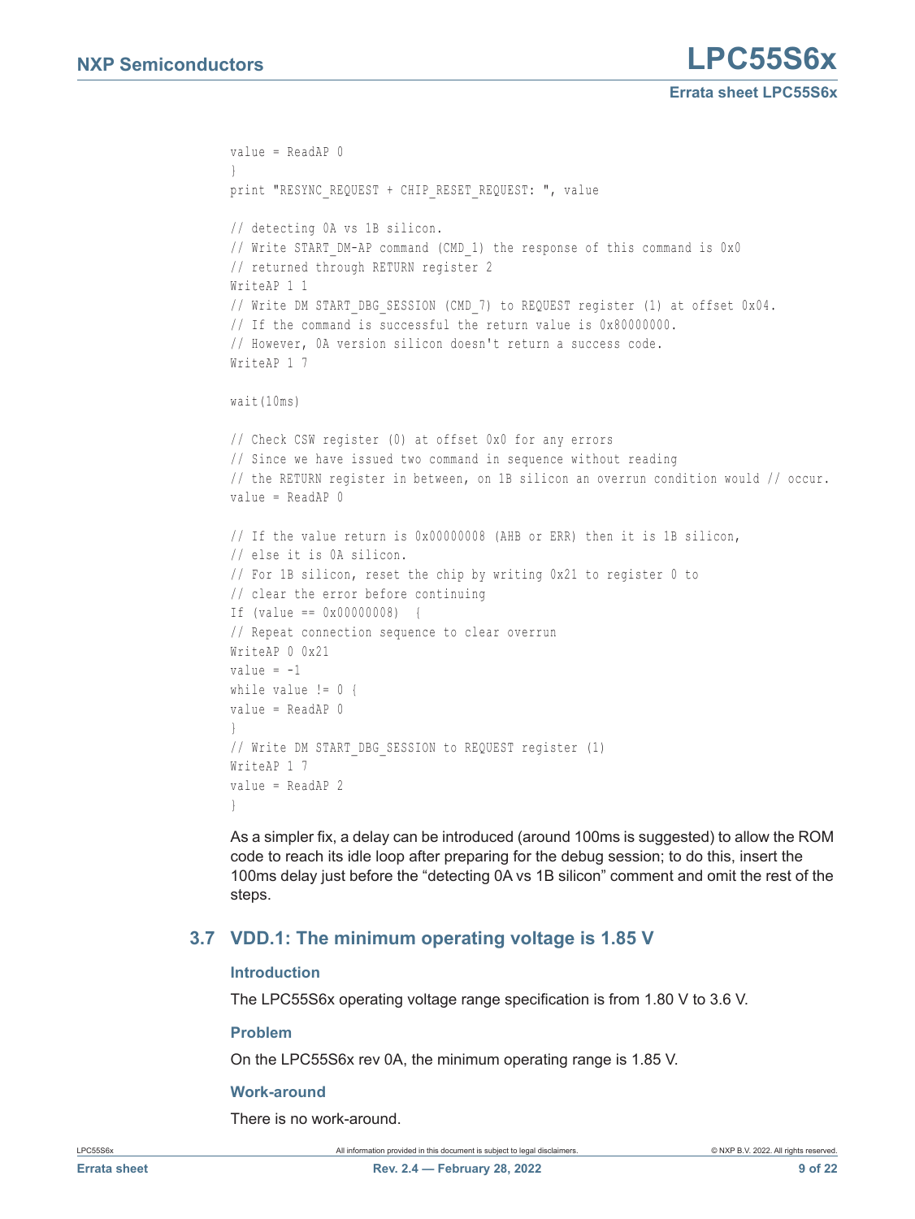```
value = ReadAP 0
}
print "RESYNC_REQUEST + CHIP_RESET_REQUEST: ", value

// detecting 0A vs 1B silicon.
// Write START_DM-AP command (CMD_1) the response of this command is 0x0
// returned through RETURN register 2
WriteAP 1 1
// Write DM START_DBG_SESSION (CMD_7) to REQUEST register (1) at offset 0x04.
// If the command is successful the return value is 0x80000000.
// However, 0A version silicon doesn't return a success code.
WriteAP 1 7

wait(10ms)

// Check CSW register (0) at offset 0x0 for any errors
// Since we have issued two command in sequence without reading
// the RETURN register in between, on 1B silicon an overrun condition would // occur.
value = ReadAP 0

// If the value return is 0x00000008 (AHB or ERR) then it is 1B silicon,
// else it is 0A silicon.
// For 1B silicon, reset the chip by writing 0x21 to register 0 to
// clear the error before continuing
If (value == 0x00000008)  {
// Repeat connection sequence to clear overrun
WriteAP 0 0x21
value = -1
while value != 0 {
value = ReadAP 0
}
// Write DM START_DBG_SESSION to REQUEST register (1)
WriteAP 1 7
value = ReadAP 2
}
```

As a simpler fix, a delay can be introduced (around 100ms is suggested) to allow the ROM code to reach its idle loop after preparing for the debug session; to do this, insert the 100ms delay just before the “detecting 0A vs 1B silicon” comment and omit the rest of the steps.

## 3.7 VDD.1: The minimum operating voltage is 1.85 V

### Introduction

The LPC55S6x operating voltage range specification is from 1.80 V to 3.6 V.

### Problem

On the LPC55S6x rev 0A, the minimum operating range is 1.85 V.

### Work-around

There is no work-around.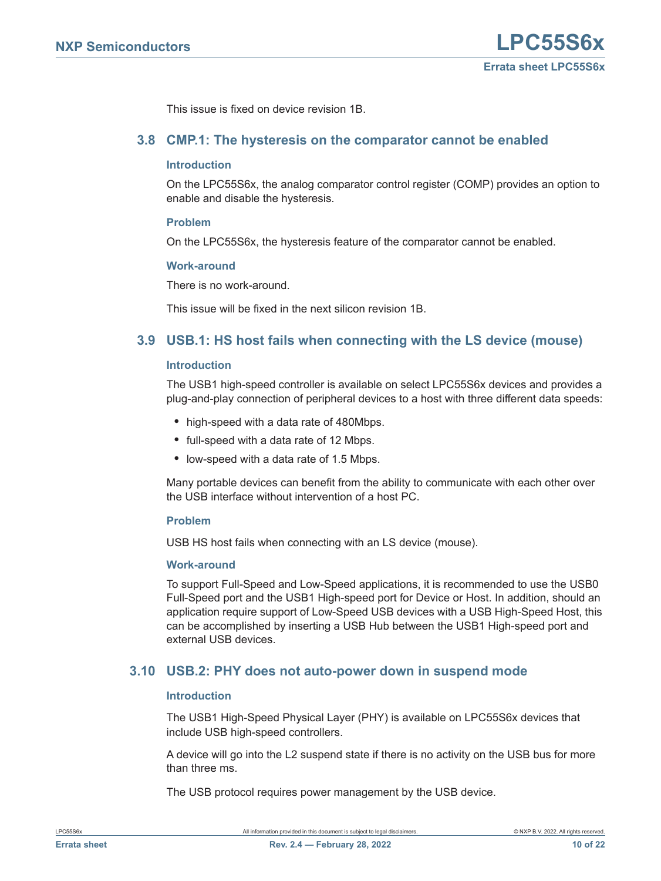This issue is fixed on device revision 1B.

## 3.8 CMP.1: The hysteresis on the comparator cannot be enabled

### Introduction

On the LPC55S6x, the analog comparator control register (COMP) provides an option to enable and disable the hysteresis.

### Problem

On the LPC55S6x, the hysteresis feature of the comparator cannot be enabled.

### Work-around

There is no work-around.

This issue will be fixed in the next silicon revision 1B.

## 3.9 USB.1: HS host fails when connecting with the LS device (mouse)

### Introduction

The USB1 high-speed controller is available on select LPC55S6x devices and provides a plug-and-play connection of peripheral devices to a host with three different data speeds:

- high-speed with a data rate of 480Mbps.
- full-speed with a data rate of 12 Mbps.
- low-speed with a data rate of 1.5 Mbps.

Many portable devices can benefit from the ability to communicate with each other over the USB interface without intervention of a host PC.

### Problem

USB HS host fails when connecting with an LS device (mouse).

### Work-around

To support Full-Speed and Low-Speed applications, it is recommended to use the USB0 Full-Speed port and the USB1 High-speed port for Device or Host. In addition, should an application require support of Low-Speed USB devices with a USB High-Speed Host, this can be accomplished by inserting a USB Hub between the USB1 High-speed port and external USB devices.

## 3.10 USB.2: PHY does not auto-power down in suspend mode

### Introduction

The USB1 High-Speed Physical Layer (PHY) is available on LPC55S6x devices that include USB high-speed controllers.

A device will go into the L2 suspend state if there is no activity on the USB bus for more than three ms.

The USB protocol requires power management by the USB device.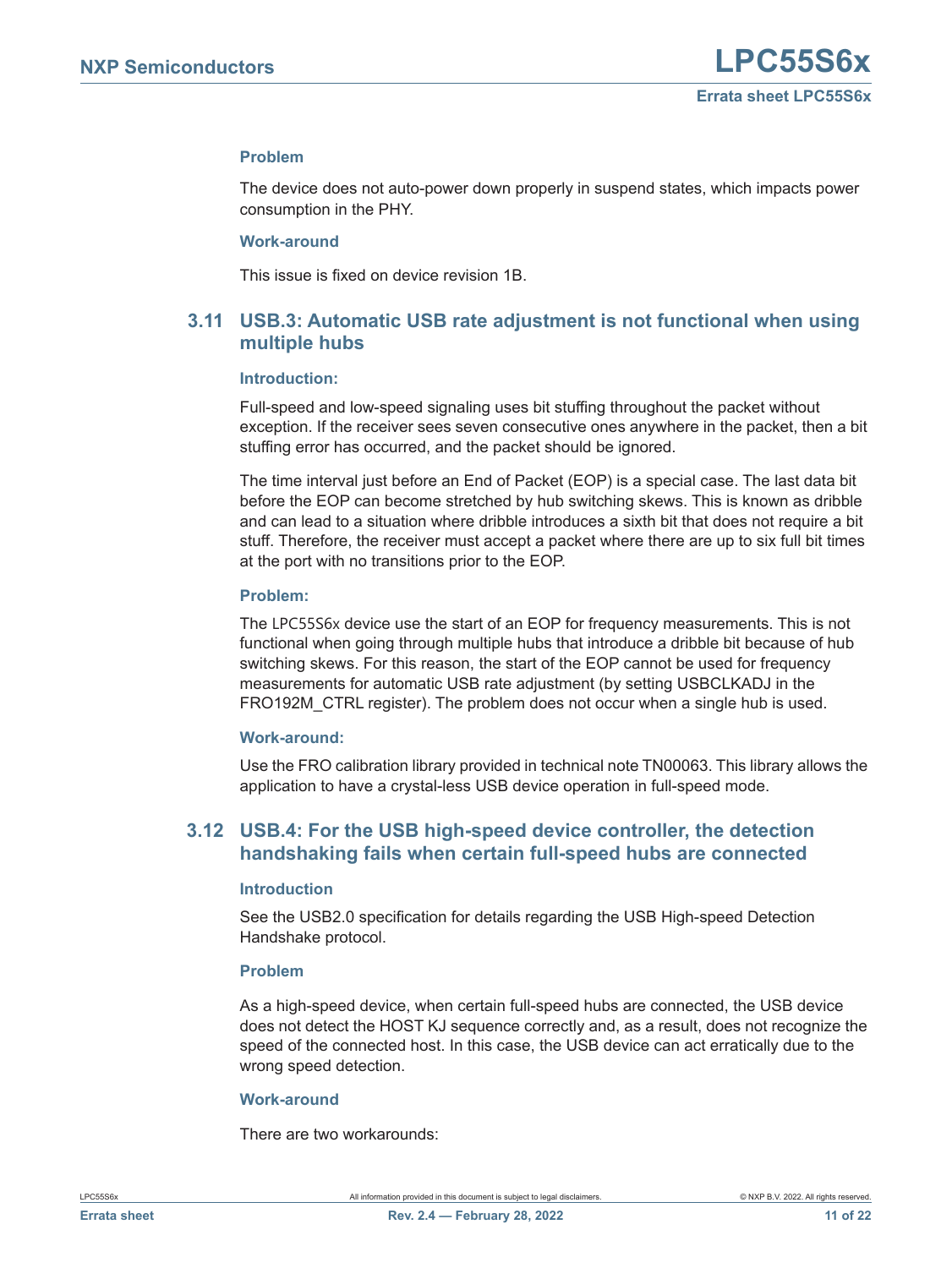#### Problem

The device does not auto-power down properly in suspend states, which impacts power consumption in the PHY.

#### Work-around

This issue is fixed on device revision 1B.

### 3.11 USB.3: Automatic USB rate adjustment is not functional when using multiple hubs

#### Introduction:

Full-speed and low-speed signaling uses bit stuffing throughout the packet without exception. If the receiver sees seven consecutive ones anywhere in the packet, then a bit stuffing error has occurred, and the packet should be ignored.

The time interval just before an End of Packet (EOP) is a special case. The last data bit before the EOP can become stretched by hub switching skews. This is known as dribble and can lead to a situation where dribble introduces a sixth bit that does not require a bit stuff. Therefore, the receiver must accept a packet where there are up to six full bit times at the port with no transitions prior to the EOP.

#### Problem:

The LPC55S6x device use the start of an EOP for frequency measurements. This is not functional when going through multiple hubs that introduce a dribble bit because of hub switching skews. For this reason, the start of the EOP cannot be used for frequency measurements for automatic USB rate adjustment (by setting USBCLKADJ in the FRO192M_CTRL register). The problem does not occur when a single hub is used.

#### Work-around:

Use the FRO calibration library provided in technical note TN00063. This library allows the application to have a crystal-less USB device operation in full-speed mode.

### 3.12 USB.4: For the USB high-speed device controller, the detection handshaking fails when certain full-speed hubs are connected

#### Introduction

See the USB2.0 specification for details regarding the USB High-speed Detection Handshake protocol.

#### Problem

As a high-speed device, when certain full-speed hubs are connected, the USB device does not detect the HOST KJ sequence correctly and, as a result, does not recognize the speed of the connected host. In this case, the USB device can act erratically due to the wrong speed detection.

#### Work-around

There are two workarounds: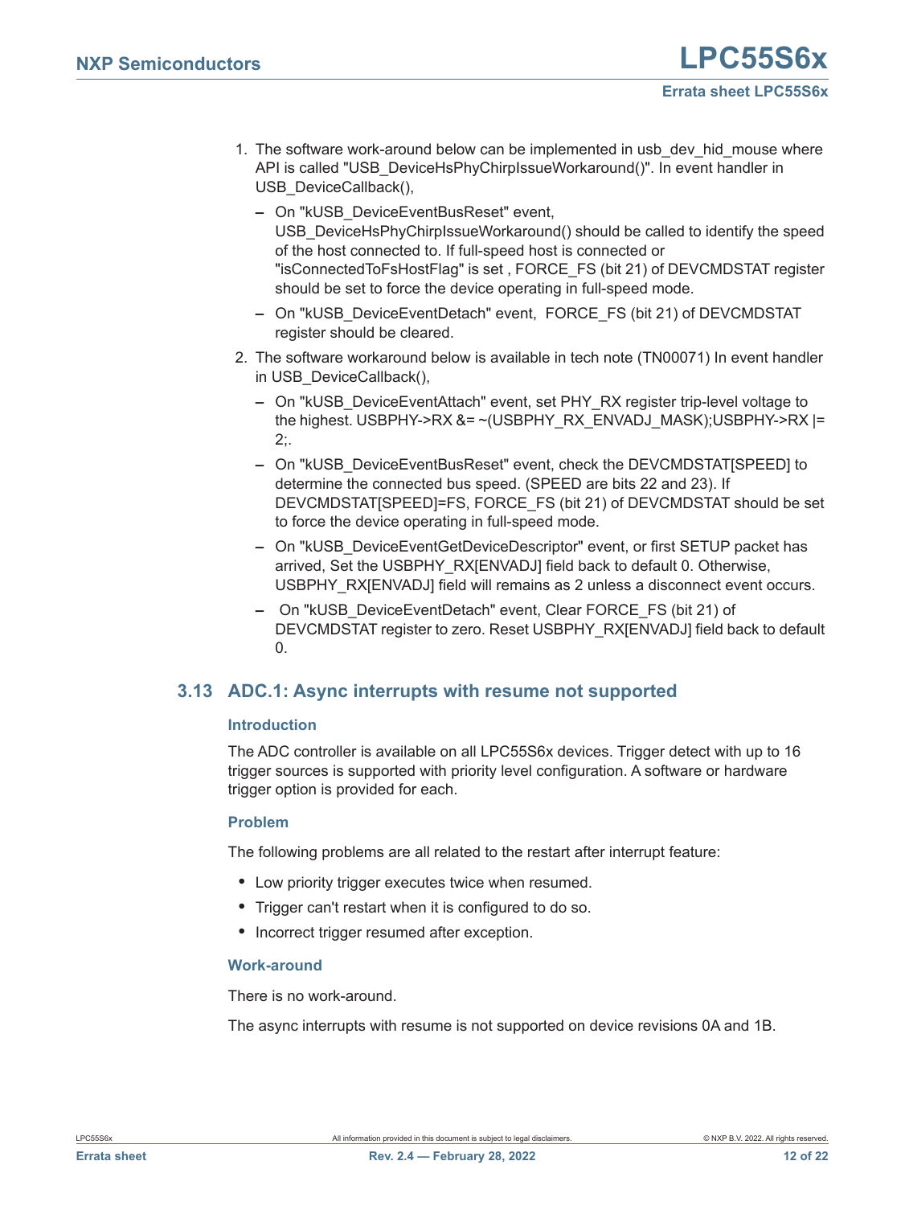1. The software work-around below can be implemented in usb_dev_hid_mouse where API is called "USB_DeviceHsPhyChirpIssueWorkaround()". In event handler in USB_DeviceCallback(),
   - On "kUSB_DeviceEventBusReset" event, USB_DeviceHsPhyChirpIssueWorkaround() should be called to identify the speed of the host connected to. If full-speed host is connected or "isConnectedToFsHostFlag" is set , FORCE_FS (bit 21) of DEVCMDSTAT register should be set to force the device operating in full-speed mode.
   - On "kUSB_DeviceEventDetach" event, FORCE_FS (bit 21) of DEVCMDSTAT register should be cleared.
2. The software workaround below is available in tech note (TN00071) In event handler in USB_DeviceCallback(),
   - On "kUSB_DeviceEventAttach" event, set PHY_RX register trip-level voltage to the highest. USBPHY->RX &= ~(USBPHY_RX_ENVADJ_MASK);USBPHY->RX |= 2;.
   - On "kUSB_DeviceEventBusReset" event, check the DEVCMDSTAT[SPEED] to determine the connected bus speed. (SPEED are bits 22 and 23). If DEVCMDSTAT[SPEED]=FS, FORCE_FS (bit 21) of DEVCMDSTAT should be set to force the device operating in full-speed mode.
   - On "kUSB_DeviceEventGetDeviceDescriptor" event, or first SETUP packet has arrived, Set the USBPHY_RX[ENVADJ] field back to default 0. Otherwise, USBPHY_RX[ENVADJ] field will remains as 2 unless a disconnect event occurs.
   - On "kUSB_DeviceEventDetach" event, Clear FORCE_FS (bit 21) of DEVCMDSTAT register to zero. Reset USBPHY_RX[ENVADJ] field back to default 0.

## 3.13 ADC.1: Async interrupts with resume not supported

### Introduction

The ADC controller is available on all LPC55S6x devices. Trigger detect with up to 16 trigger sources is supported with priority level configuration. A software or hardware trigger option is provided for each.

### Problem

The following problems are all related to the restart after interrupt feature:

- Low priority trigger executes twice when resumed.
- Trigger can't restart when it is configured to do so.
- Incorrect trigger resumed after exception.

### Work-around

There is no work-around.

The async interrupts with resume is not supported on device revisions 0A and 1B.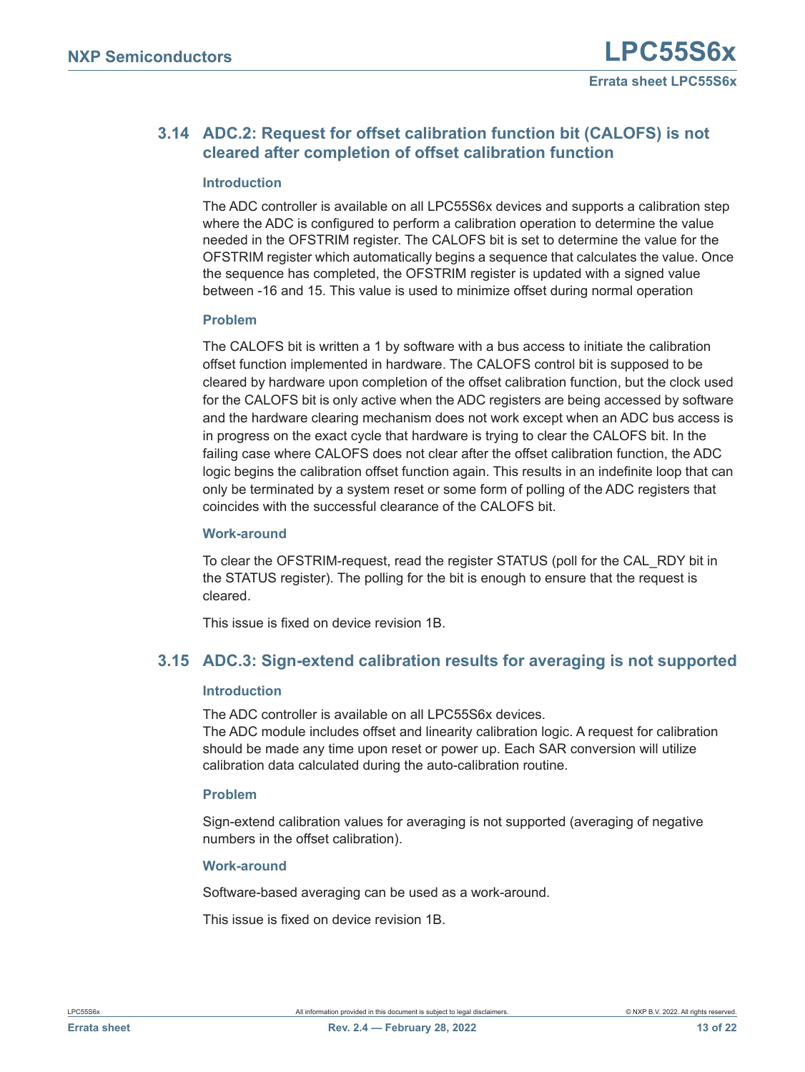### 3.14 ADC.2: Request for offset calibration function bit (CALOFS) is not cleared after completion of offset calibration function

#### Introduction

The ADC controller is available on all LPC55S6x devices and supports a calibration step where the ADC is configured to perform a calibration operation to determine the value needed in the OFSTRIM register. The CALOFS bit is set to determine the value for the OFSTRIM register which automatically begins a sequence that calculates the value. Once the sequence has completed, the OFSTRIM register is updated with a signed value between -16 and 15. This value is used to minimize offset during normal operation

#### Problem

The CALOFS bit is written a 1 by software with a bus access to initiate the calibration offset function implemented in hardware. The CALOFS control bit is supposed to be cleared by hardware upon completion of the offset calibration function, but the clock used for the CALOFS bit is only active when the ADC registers are being accessed by software and the hardware clearing mechanism does not work except when an ADC bus access is in progress on the exact cycle that hardware is trying to clear the CALOFS bit. In the failing case where CALOFS does not clear after the offset calibration function, the ADC logic begins the calibration offset function again. This results in an indefinite loop that can only be terminated by a system reset or some form of polling of the ADC registers that coincides with the successful clearance of the CALOFS bit.

#### Work-around

To clear the OFSTRIM-request, read the register STATUS (poll for the CAL_RDY bit in the STATUS register). The polling for the bit is enough to ensure that the request is cleared.

This issue is fixed on device revision 1B.

### 3.15 ADC.3: Sign-extend calibration results for averaging is not supported

#### Introduction

The ADC controller is available on all LPC55S6x devices.
The ADC module includes offset and linearity calibration logic. A request for calibration should be made any time upon reset or power up. Each SAR conversion will utilize calibration data calculated during the auto-calibration routine.

#### Problem

Sign-extend calibration values for averaging is not supported (averaging of negative numbers in the offset calibration).

#### Work-around

Software-based averaging can be used as a work-around.

This issue is fixed on device revision 1B.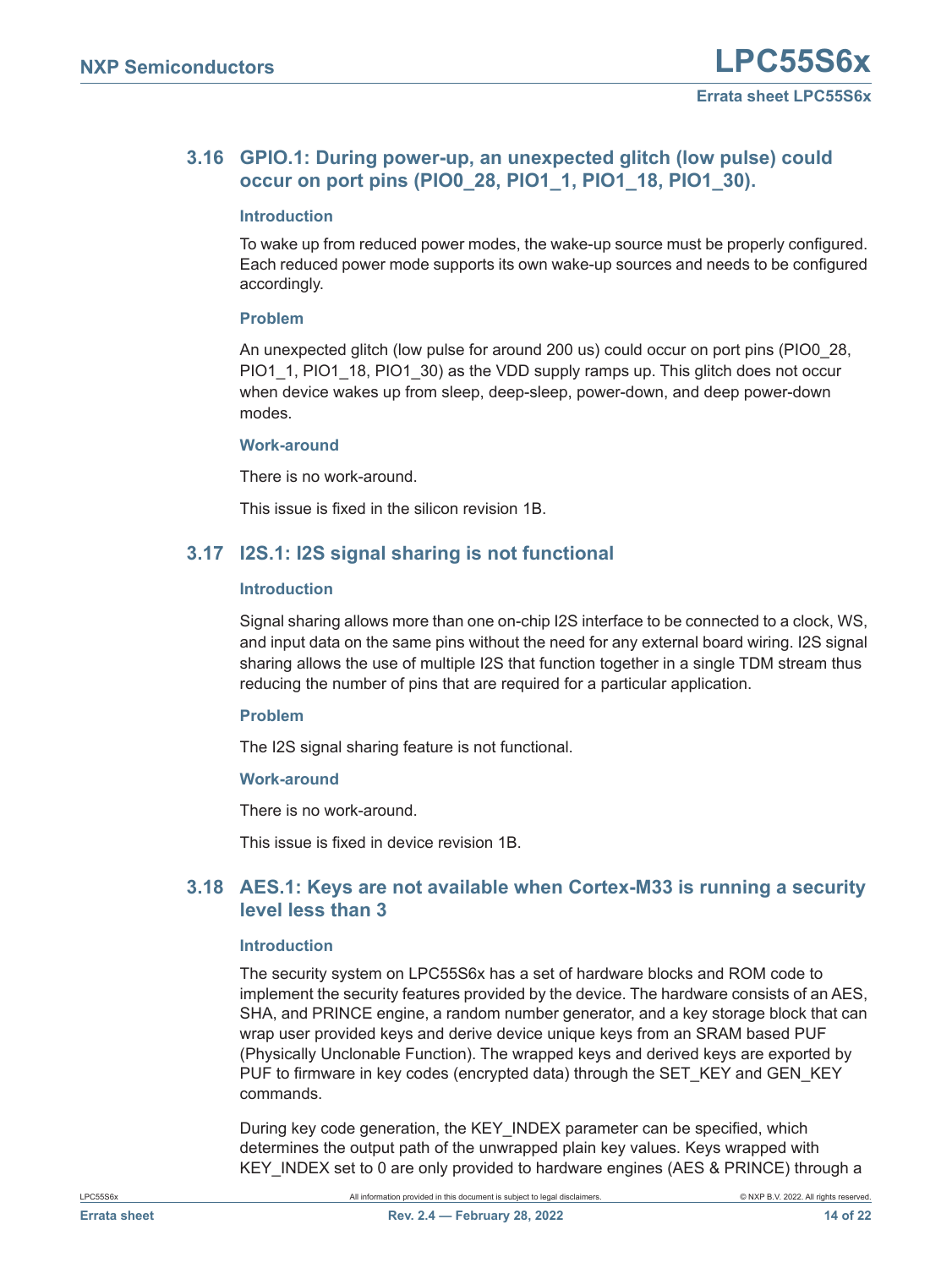## 3.16 GPIO.1: During power-up, an unexpected glitch (low pulse) could occur on port pins (PIO0_28, PIO1_1, PIO1_18, PIO1_30).

### Introduction

To wake up from reduced power modes, the wake-up source must be properly configured. Each reduced power mode supports its own wake-up sources and needs to be configured accordingly.

### Problem

An unexpected glitch (low pulse for around 200 us) could occur on port pins (PIO0_28, PIO1_1, PIO1_18, PIO1_30) as the VDD supply ramps up. This glitch does not occur when device wakes up from sleep, deep-sleep, power-down, and deep power-down modes.

### Work-around

There is no work-around.

This issue is fixed in the silicon revision 1B.

## 3.17 I2S.1: I2S signal sharing is not functional

### Introduction

Signal sharing allows more than one on-chip I2S interface to be connected to a clock, WS, and input data on the same pins without the need for any external board wiring. I2S signal sharing allows the use of multiple I2S that function together in a single TDM stream thus reducing the number of pins that are required for a particular application.

### Problem

The I2S signal sharing feature is not functional.

### Work-around

There is no work-around.

This issue is fixed in device revision 1B.

## 3.18 AES.1: Keys are not available when Cortex-M33 is running a security level less than 3

### Introduction

The security system on LPC55S6x has a set of hardware blocks and ROM code to implement the security features provided by the device. The hardware consists of an AES, SHA, and PRINCE engine, a random number generator, and a key storage block that can wrap user provided keys and derive device unique keys from an SRAM based PUF (Physically Unclonable Function). The wrapped keys and derived keys are exported by PUF to firmware in key codes (encrypted data) through the SET_KEY and GEN_KEY commands.

During key code generation, the KEY_INDEX parameter can be specified, which determines the output path of the unwrapped plain key values. Keys wrapped with KEY_INDEX set to 0 are only provided to hardware engines (AES & PRINCE) through a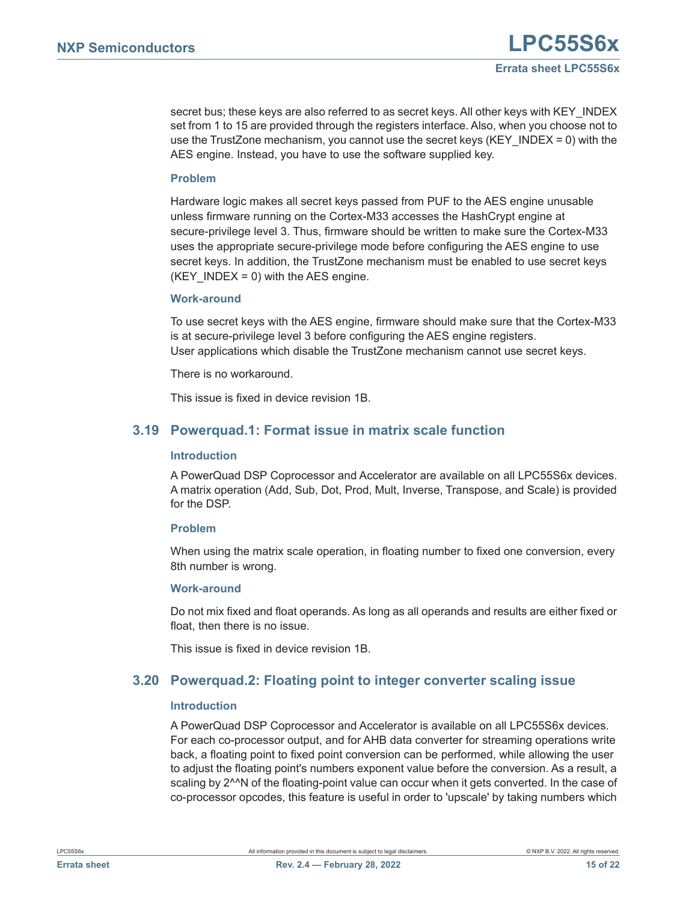secret bus; these keys are also referred to as secret keys. All other keys with KEY_INDEX set from 1 to 15 are provided through the registers interface. Also, when you choose not to use the TrustZone mechanism, you cannot use the secret keys (KEY_INDEX = 0) with the AES engine. Instead, you have to use the software supplied key.

#### Problem

Hardware logic makes all secret keys passed from PUF to the AES engine unusable unless firmware running on the Cortex-M33 accesses the HashCrypt engine at secure-privilege level 3. Thus, firmware should be written to make sure the Cortex-M33 uses the appropriate secure-privilege mode before configuring the AES engine to use secret keys. In addition, the TrustZone mechanism must be enabled to use secret keys (KEY_INDEX = 0) with the AES engine.

#### Work-around

To use secret keys with the AES engine, firmware should make sure that the Cortex-M33 is at secure-privilege level 3 before configuring the AES engine registers.
User applications which disable the TrustZone mechanism cannot use secret keys.

There is no workaround.

This issue is fixed in device revision 1B.

## 3.19 Powerquad.1: Format issue in matrix scale function

#### Introduction

A PowerQuad DSP Coprocessor and Accelerator are available on all LPC55S6x devices. A matrix operation (Add, Sub, Dot, Prod, Mult, Inverse, Transpose, and Scale) is provided for the DSP.

#### Problem

When using the matrix scale operation, in floating number to fixed one conversion, every 8th number is wrong.

#### Work-around

Do not mix fixed and float operands. As long as all operands and results are either fixed or float, then there is no issue.

This issue is fixed in device revision 1B.

## 3.20 Powerquad.2: Floating point to integer converter scaling issue

#### Introduction

A PowerQuad DSP Coprocessor and Accelerator is available on all LPC55S6x devices. For each co-processor output, and for AHB data converter for streaming operations write back, a floating point to fixed point conversion can be performed, while allowing the user to adjust the floating point's numbers exponent value before the conversion. As a result, a scaling by 2^^N of the floating-point value can occur when it gets converted. In the case of co-processor opcodes, this feature is useful in order to 'upscale' by taking numbers which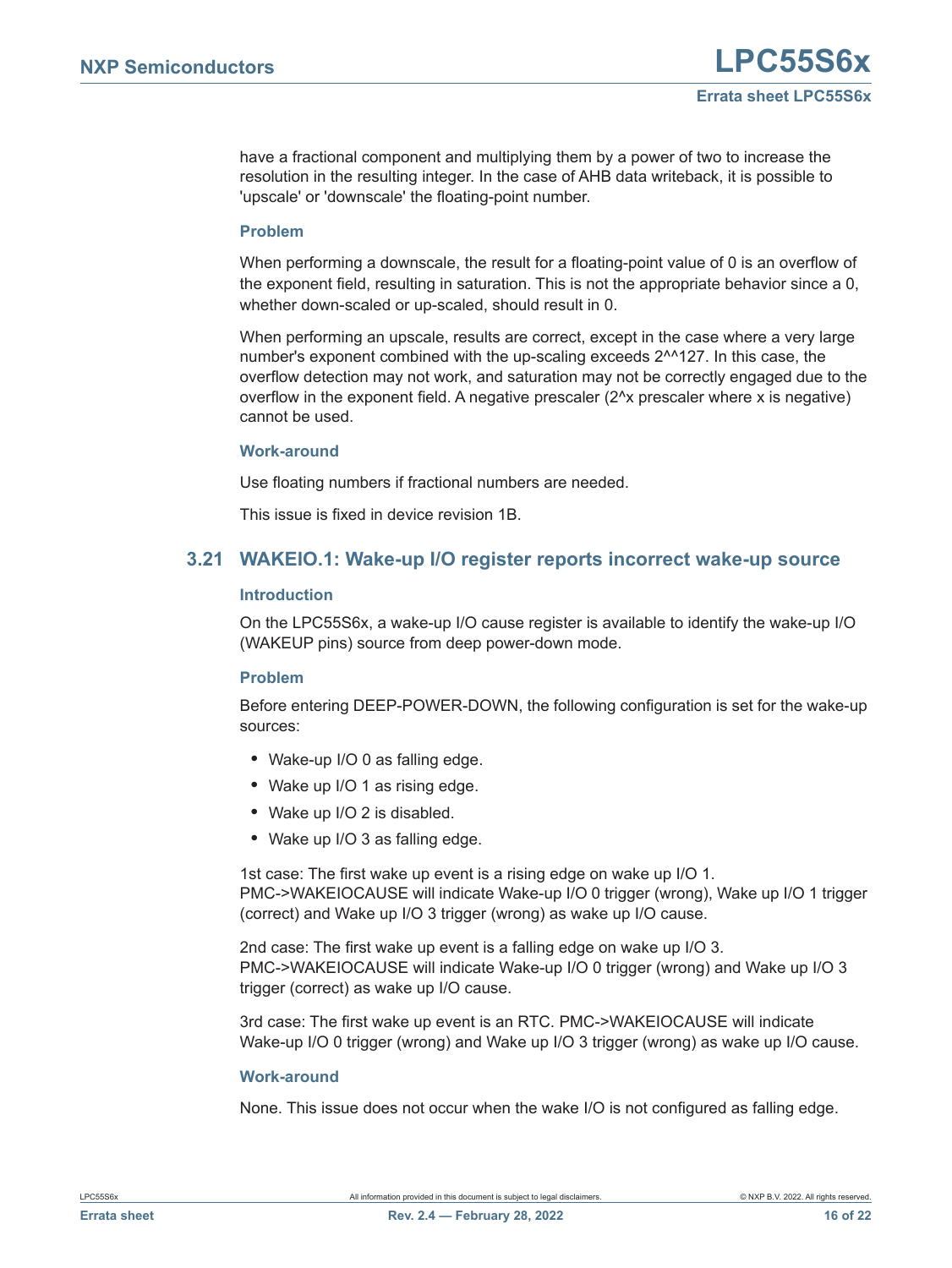have a fractional component and multiplying them by a power of two to increase the resolution in the resulting integer. In the case of AHB data writeback, it is possible to 'upscale' or 'downscale' the floating-point number.

#### Problem

When performing a downscale, the result for a floating-point value of 0 is an overflow of the exponent field, resulting in saturation. This is not the appropriate behavior since a 0, whether down-scaled or up-scaled, should result in 0.

When performing an upscale, results are correct, except in the case where a very large number's exponent combined with the up-scaling exceeds 2^^127. In this case, the overflow detection may not work, and saturation may not be correctly engaged due to the overflow in the exponent field. A negative prescaler (2^x prescaler where x is negative) cannot be used.

#### Work-around

Use floating numbers if fractional numbers are needed.

This issue is fixed in device revision 1B.

## 3.21 WAKEIO.1: Wake-up I/O register reports incorrect wake-up source

#### Introduction

On the LPC55S6x, a wake-up I/O cause register is available to identify the wake-up I/O (WAKEUP pins) source from deep power-down mode.

#### Problem

Before entering DEEP-POWER-DOWN, the following configuration is set for the wake-up sources:

- Wake-up I/O 0 as falling edge.
- Wake up I/O 1 as rising edge.
- Wake up I/O 2 is disabled.
- Wake up I/O 3 as falling edge.

1st case: The first wake up event is a rising edge on wake up I/O 1.
PMC->WAKEIOCAUSE will indicate Wake-up I/O 0 trigger (wrong), Wake up I/O 1 trigger (correct) and Wake up I/O 3 trigger (wrong) as wake up I/O cause.

2nd case: The first wake up event is a falling edge on wake up I/O 3.
PMC->WAKEIOCAUSE will indicate Wake-up I/O 0 trigger (wrong) and Wake up I/O 3 trigger (correct) as wake up I/O cause.

3rd case: The first wake up event is an RTC. PMC->WAKEIOCAUSE will indicate Wake-up I/O 0 trigger (wrong) and Wake up I/O 3 trigger (wrong) as wake up I/O cause.

#### Work-around

None. This issue does not occur when the wake I/O is not configured as falling edge.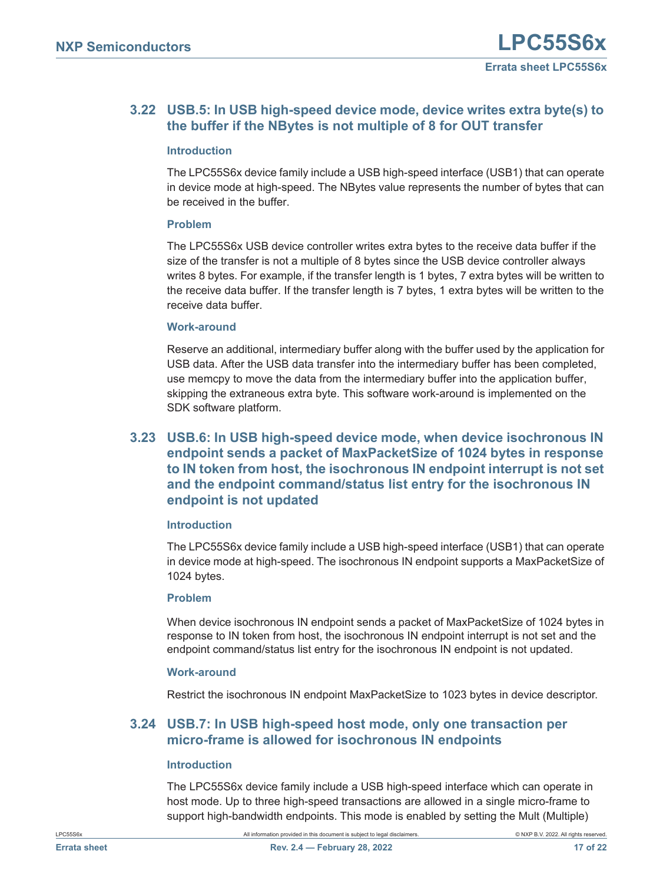## 3.22 USB.5: In USB high-speed device mode, device writes extra byte(s) to the buffer if the NBytes is not multiple of 8 for OUT transfer

### Introduction

The LPC55S6x device family include a USB high-speed interface (USB1) that can operate in device mode at high-speed. The NBytes value represents the number of bytes that can be received in the buffer.

### Problem

The LPC55S6x USB device controller writes extra bytes to the receive data buffer if the size of the transfer is not a multiple of 8 bytes since the USB device controller always writes 8 bytes. For example, if the transfer length is 1 bytes, 7 extra bytes will be written to the receive data buffer. If the transfer length is 7 bytes, 1 extra bytes will be written to the receive data buffer.

### Work-around

Reserve an additional, intermediary buffer along with the buffer used by the application for USB data. After the USB data transfer into the intermediary buffer has been completed, use memcpy to move the data from the intermediary buffer into the application buffer, skipping the extraneous extra byte. This software work-around is implemented on the SDK software platform.

## 3.23 USB.6: In USB high-speed device mode, when device isochronous IN endpoint sends a packet of MaxPacketSize of 1024 bytes in response to IN token from host, the isochronous IN endpoint interrupt is not set and the endpoint command/status list entry for the isochronous IN endpoint is not updated

### Introduction

The LPC55S6x device family include a USB high-speed interface (USB1) that can operate in device mode at high-speed. The isochronous IN endpoint supports a MaxPacketSize of 1024 bytes.

### Problem

When device isochronous IN endpoint sends a packet of MaxPacketSize of 1024 bytes in response to IN token from host, the isochronous IN endpoint interrupt is not set and the endpoint command/status list entry for the isochronous IN endpoint is not updated.

### Work-around

Restrict the isochronous IN endpoint MaxPacketSize to 1023 bytes in device descriptor.

## 3.24 USB.7: In USB high-speed host mode, only one transaction per micro-frame is allowed for isochronous IN endpoints

### Introduction

The LPC55S6x device family include a USB high-speed interface which can operate in host mode. Up to three high-speed transactions are allowed in a single micro-frame to support high-bandwidth endpoints. This mode is enabled by setting the Mult (Multiple)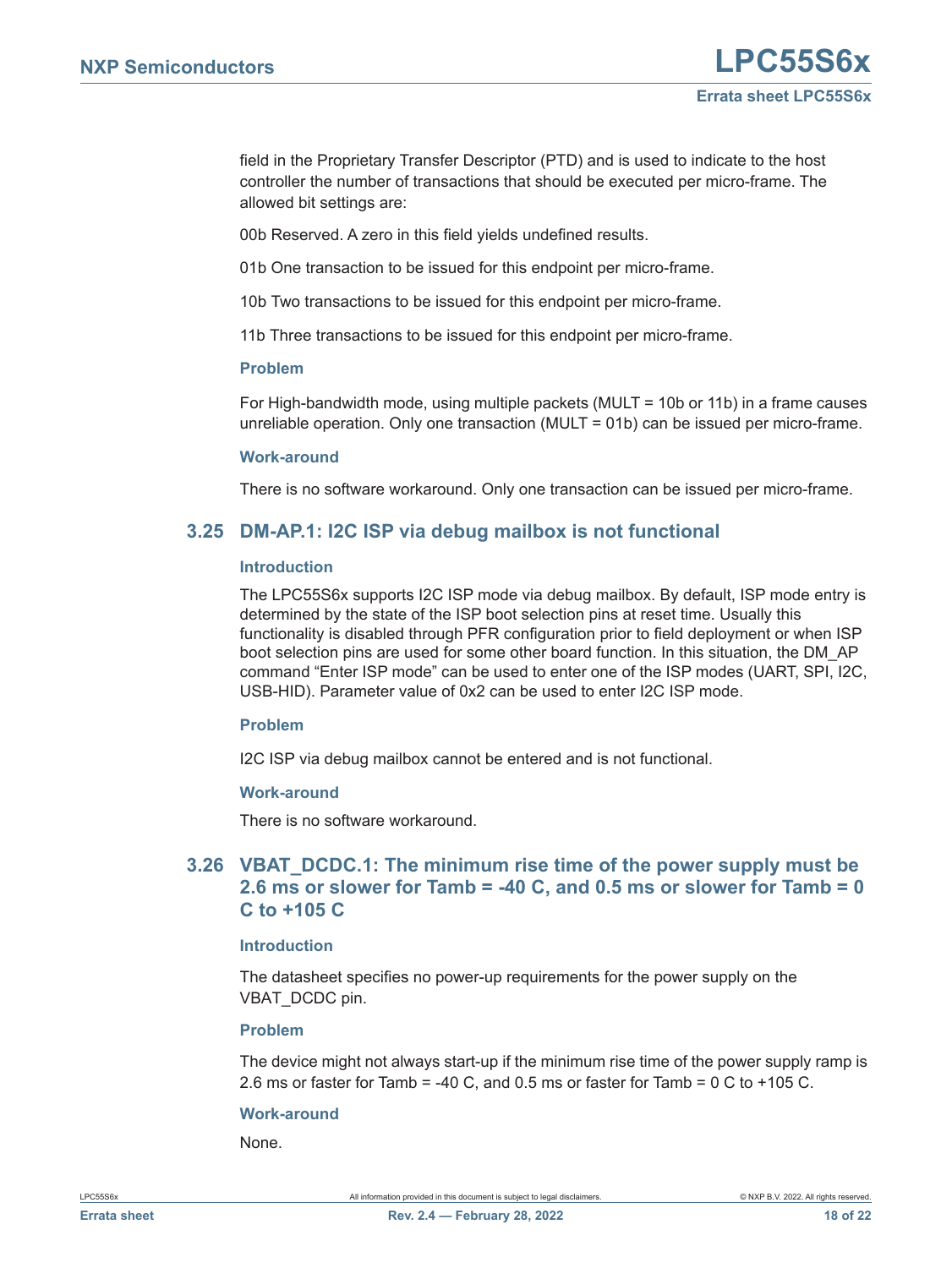field in the Proprietary Transfer Descriptor (PTD) and is used to indicate to the host controller the number of transactions that should be executed per micro-frame. The allowed bit settings are:

00b Reserved. A zero in this field yields undefined results.

01b One transaction to be issued for this endpoint per micro-frame.

10b Two transactions to be issued for this endpoint per micro-frame.

11b Three transactions to be issued for this endpoint per micro-frame.

#### Problem

For High-bandwidth mode, using multiple packets (MULT = 10b or 11b) in a frame causes unreliable operation. Only one transaction (MULT = 01b) can be issued per micro-frame.

#### Work-around

There is no software workaround. Only one transaction can be issued per micro-frame.

## 3.25 DM-AP.1: I2C ISP via debug mailbox is not functional

#### Introduction

The LPC55S6x supports I2C ISP mode via debug mailbox. By default, ISP mode entry is determined by the state of the ISP boot selection pins at reset time. Usually this functionality is disabled through PFR configuration prior to field deployment or when ISP boot selection pins are used for some other board function. In this situation, the DM_AP command “Enter ISP mode” can be used to enter one of the ISP modes (UART, SPI, I2C, USB-HID). Parameter value of 0x2 can be used to enter I2C ISP mode.

#### Problem

I2C ISP via debug mailbox cannot be entered and is not functional.

#### Work-around

There is no software workaround.

## 3.26 VBAT_DCDC.1: The minimum rise time of the power supply must be 2.6 ms or slower for Tamb = -40 C, and 0.5 ms or slower for Tamb = 0 C to +105 C

#### Introduction

The datasheet specifies no power-up requirements for the power supply on the VBAT_DCDC pin.

#### Problem

The device might not always start-up if the minimum rise time of the power supply ramp is 2.6 ms or faster for Tamb = -40 C, and 0.5 ms or faster for Tamb = 0 C to +105 C.

#### Work-around

None.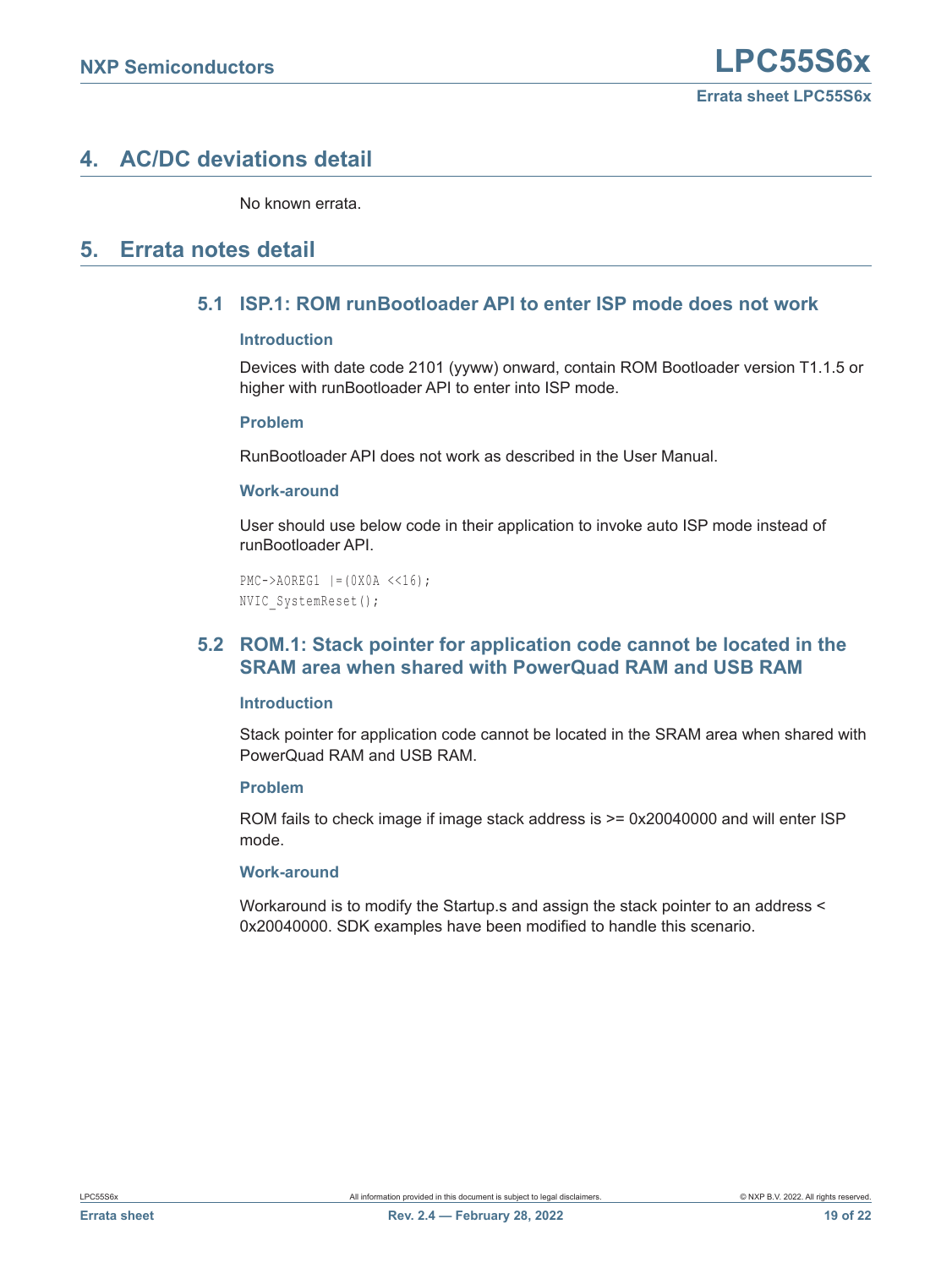## 4. AC/DC deviations detail

No known errata.

## 5. Errata notes detail

### 5.1 ISP.1: ROM runBootloader API to enter ISP mode does not work

#### Introduction

Devices with date code 2101 (yyww) onward, contain ROM Bootloader version T1.1.5 or higher with runBootloader API to enter into ISP mode.

#### Problem

RunBootloader API does not work as described in the User Manual.

#### Work-around

User should use below code in their application to invoke auto ISP mode instead of runBootloader API.

```
PMC->AOREG1 |=(0X0A <<16);
NVIC_SystemReset();
```

### 5.2 ROM.1: Stack pointer for application code cannot be located in the SRAM area when shared with PowerQuad RAM and USB RAM

#### Introduction

Stack pointer for application code cannot be located in the SRAM area when shared with PowerQuad RAM and USB RAM.

#### Problem

ROM fails to check image if image stack address is >= 0x20040000 and will enter ISP mode.

#### Work-around

Workaround is to modify the Startup.s and assign the stack pointer to an address < 0x20040000. SDK examples have been modified to handle this scenario.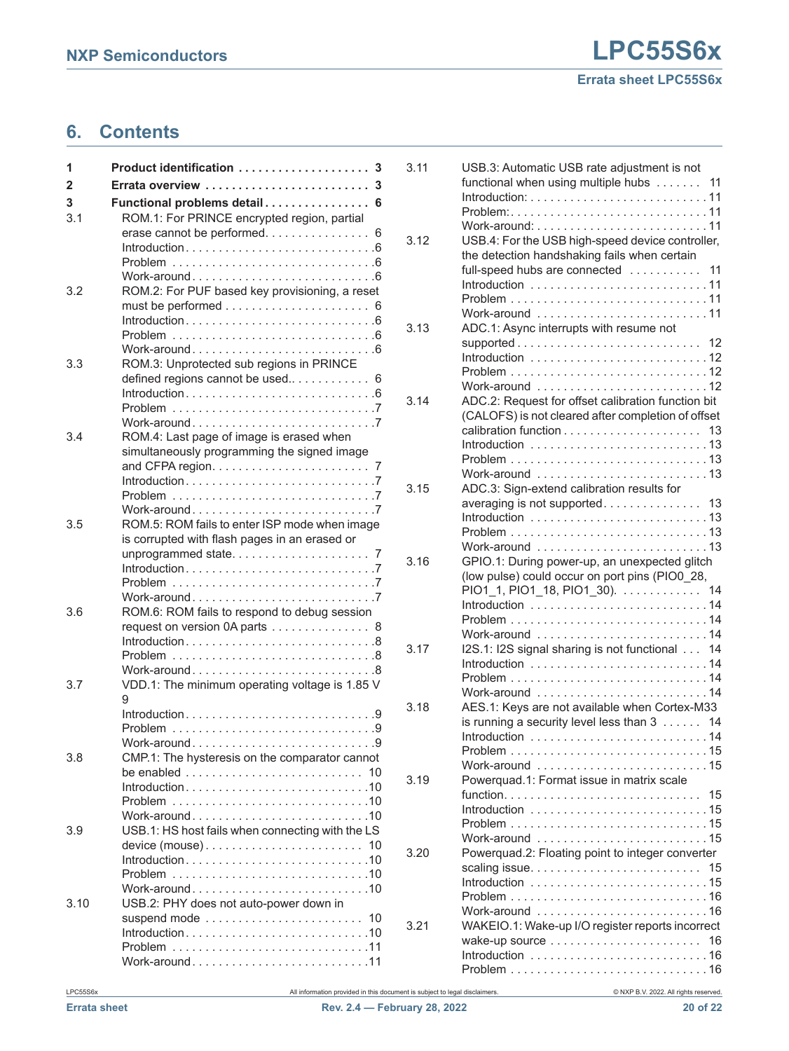## 6. Contents

1 Product identification . . . . . . . . . . . . . . . . . . . . 3
2 Errata overview . . . . . . . . . . . . . . . . . . . . . . . . . 3
3 Functional problems detail . . . . . . . . . . . . . . . . 6
3.1 ROM.1: For PRINCE encrypted region, partial erase cannot be performed. . . . . . . . . . . . . . . . 6
Introduction . . . . . . . . . . . . . . . . . . . . . . . . . . . . 6
Problem . . . . . . . . . . . . . . . . . . . . . . . . . . . . . . . 6
Work-around . . . . . . . . . . . . . . . . . . . . . . . . . . . 6
3.2 ROM.2: For PUF based key provisioning, a reset must be performed . . . . . . . . . . . . . . . . . . . . . . 6
Introduction . . . . . . . . . . . . . . . . . . . . . . . . . . . . 6
Problem . . . . . . . . . . . . . . . . . . . . . . . . . . . . . . . 6
Work-around . . . . . . . . . . . . . . . . . . . . . . . . . . . 6
3.3 ROM.3: Unprotected sub regions in PRINCE defined regions cannot be used.. . . . . . . . . . . . 6
Introduction . . . . . . . . . . . . . . . . . . . . . . . . . . . . 6
Problem . . . . . . . . . . . . . . . . . . . . . . . . . . . . . . . 7
Work-around . . . . . . . . . . . . . . . . . . . . . . . . . . . 7
3.4 ROM.4: Last page of image is erased when simultaneously programming the signed image and CFPA region. . . . . . . . . . . . . . . . . . . . . . . . 7
Introduction . . . . . . . . . . . . . . . . . . . . . . . . . . . . 7
Problem . . . . . . . . . . . . . . . . . . . . . . . . . . . . . . . 7
Work-around . . . . . . . . . . . . . . . . . . . . . . . . . . . 7
3.5 ROM.5: ROM fails to enter ISP mode when image is corrupted with flash pages in an erased or unprogrammed state. . . . . . . . . . . . . . . . . . . . . 7
Introduction . . . . . . . . . . . . . . . . . . . . . . . . . . . . 7
Problem . . . . . . . . . . . . . . . . . . . . . . . . . . . . . . . 7
Work-around . . . . . . . . . . . . . . . . . . . . . . . . . . . 7
3.6 ROM.6: ROM fails to respond to debug session request on version 0A parts . . . . . . . . . . . . . . . 8
Introduction . . . . . . . . . . . . . . . . . . . . . . . . . . . . 8
Problem . . . . . . . . . . . . . . . . . . . . . . . . . . . . . . . 8
Work-around . . . . . . . . . . . . . . . . . . . . . . . . . . . 8
3.7 VDD.1: The minimum operating voltage is 1.85 V 9
Introduction . . . . . . . . . . . . . . . . . . . . . . . . . . . . 9
Problem . . . . . . . . . . . . . . . . . . . . . . . . . . . . . . . 9
Work-around . . . . . . . . . . . . . . . . . . . . . . . . . . . 9
3.8 CMP.1: The hysteresis on the comparator cannot be enabled . . . . . . . . . . . . . . . . . . . . . . . . . . . 10
Introduction . . . . . . . . . . . . . . . . . . . . . . . . . . . 10
Problem . . . . . . . . . . . . . . . . . . . . . . . . . . . . . . 10
Work-around . . . . . . . . . . . . . . . . . . . . . . . . . . 10
3.9 USB.1: HS host fails when connecting with the LS device (mouse) . . . . . . . . . . . . . . . . . . . . . . . . 10
Introduction . . . . . . . . . . . . . . . . . . . . . . . . . . . 10
Problem . . . . . . . . . . . . . . . . . . . . . . . . . . . . . . 10
Work-around . . . . . . . . . . . . . . . . . . . . . . . . . . 10
3.10 USB.2: PHY does not auto-power down in suspend mode . . . . . . . . . . . . . . . . . . . . . . . . . 10
Introduction . . . . . . . . . . . . . . . . . . . . . . . . . . . 10
Problem . . . . . . . . . . . . . . . . . . . . . . . . . . . . . . 11
Work-around . . . . . . . . . . . . . . . . . . . . . . . . . . 11
3.11 USB.3: Automatic USB rate adjustment is not functional when using multiple hubs . . . . . . . 11
Introduction: . . . . . . . . . . . . . . . . . . . . . . . . . . 11
Problem: . . . . . . . . . . . . . . . . . . . . . . . . . . . . . 11
Work-around: . . . . . . . . . . . . . . . . . . . . . . . . . 11
3.12 USB.4: For the USB high-speed device controller, the detection handshaking fails when certain full-speed hubs are connected . . . . . . . . . . . 11
Introduction . . . . . . . . . . . . . . . . . . . . . . . . . . . 11
Problem . . . . . . . . . . . . . . . . . . . . . . . . . . . . . . 11
Work-around . . . . . . . . . . . . . . . . . . . . . . . . . . 11
3.13 ADC.1: Async interrupts with resume not supported . . . . . . . . . . . . . . . . . . . . . . . . . . . 12
Introduction . . . . . . . . . . . . . . . . . . . . . . . . . . . 12
Problem . . . . . . . . . . . . . . . . . . . . . . . . . . . . . . 12
Work-around . . . . . . . . . . . . . . . . . . . . . . . . . . 12
3.14 ADC.2: Request for offset calibration function bit (CALOFS) is not cleared after completion of offset calibration function . . . . . . . . . . . . . . . . . . . . . 13
Introduction . . . . . . . . . . . . . . . . . . . . . . . . . . . 13
Problem . . . . . . . . . . . . . . . . . . . . . . . . . . . . . . 13
Work-around . . . . . . . . . . . . . . . . . . . . . . . . . . 13
3.15 ADC.3: Sign-extend calibration results for averaging is not supported. . . . . . . . . . . . . . . 13
Introduction . . . . . . . . . . . . . . . . . . . . . . . . . . . 13
Problem . . . . . . . . . . . . . . . . . . . . . . . . . . . . . . 13
Work-around . . . . . . . . . . . . . . . . . . . . . . . . . . 13
3.16 GPIO.1: During power-up, an unexpected glitch (low pulse) could occur on port pins (PIO0_28, PIO1_1, PIO1_18, PIO1_30). . . . . . . . . . . . . 14
Introduction . . . . . . . . . . . . . . . . . . . . . . . . . . . 14
Problem . . . . . . . . . . . . . . . . . . . . . . . . . . . . . . 14
Work-around . . . . . . . . . . . . . . . . . . . . . . . . . . 14
3.17 I2S.1: I2S signal sharing is not functional . . . 14
Introduction . . . . . . . . . . . . . . . . . . . . . . . . . . . 14
Problem . . . . . . . . . . . . . . . . . . . . . . . . . . . . . . 14
Work-around . . . . . . . . . . . . . . . . . . . . . . . . . . 14
3.18 AES.1: Keys are not available when Cortex-M33 is running a security level less than 3 . . . . . . 14
Introduction . . . . . . . . . . . . . . . . . . . . . . . . . . . 14
Problem . . . . . . . . . . . . . . . . . . . . . . . . . . . . . . 15
Work-around . . . . . . . . . . . . . . . . . . . . . . . . . . 15
3.19 Powerquad.1: Format issue in matrix scale function. . . . . . . . . . . . . . . . . . . . . . . . . . . . . 15
Introduction . . . . . . . . . . . . . . . . . . . . . . . . . . . 15
Problem . . . . . . . . . . . . . . . . . . . . . . . . . . . . . . 15
Work-around . . . . . . . . . . . . . . . . . . . . . . . . . . 15
3.20 Powerquad.2: Floating point to integer converter scaling issue. . . . . . . . . . . . . . . . . . . . . . . . . . 15
Introduction . . . . . . . . . . . . . . . . . . . . . . . . . . . 15
Problem . . . . . . . . . . . . . . . . . . . . . . . . . . . . . . 16
Work-around . . . . . . . . . . . . . . . . . . . . . . . . . . 16
3.21 WAKEIO.1: Wake-up I/O register reports incorrect wake-up source . . . . . . . . . . . . . . . . . . . . . . . 16
Introduction . . . . . . . . . . . . . . . . . . . . . . . . . . . 16
Problem . . . . . . . . . . . . . . . . . . . . . . . . . . . . . . 16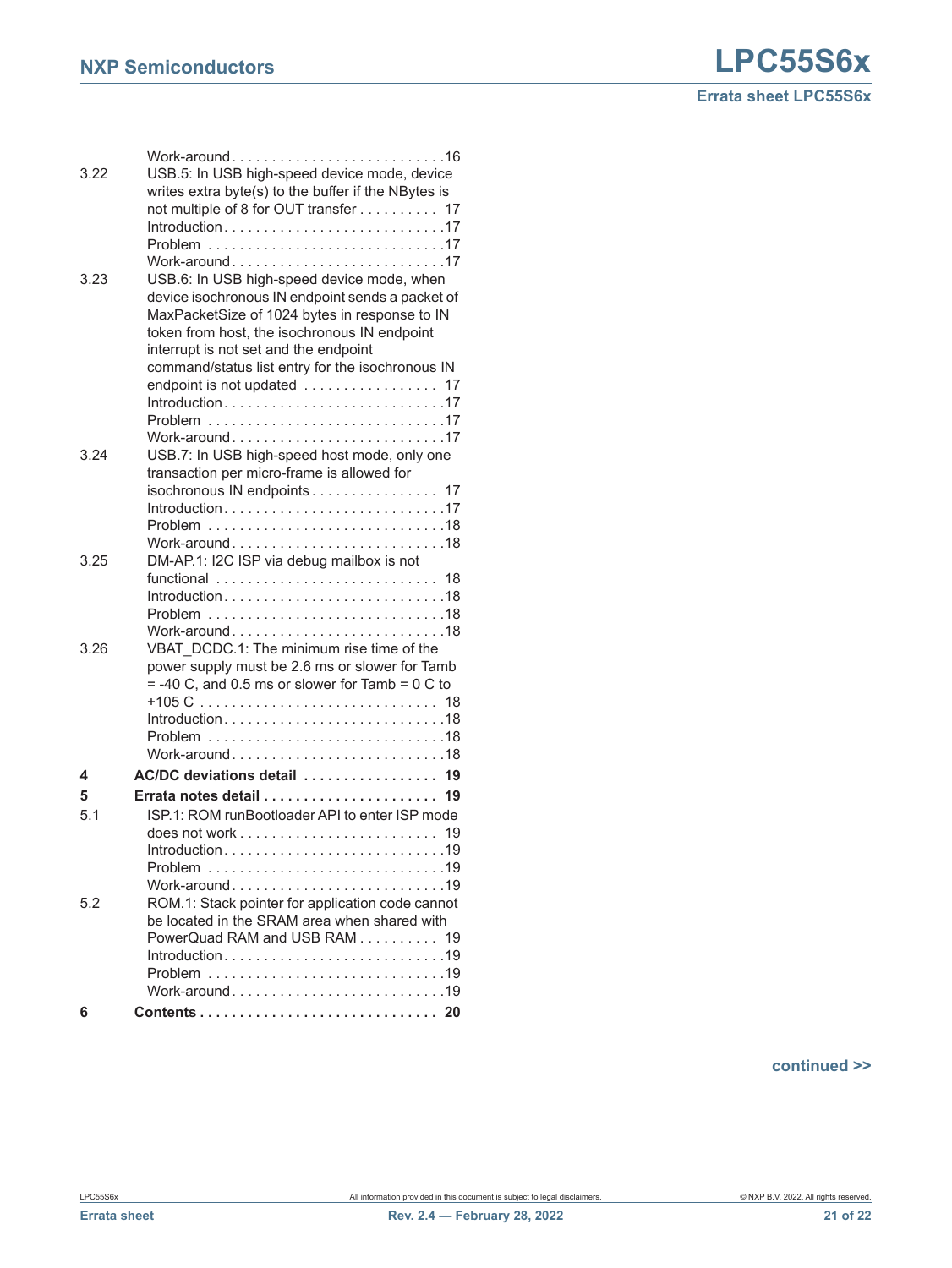Work-around . . . . . . . . . . . . . . . . . . . . . . . . . . . 16

3.22 USB.5: In USB high-speed device mode, device writes extra byte(s) to the buffer if the NBytes is not multiple of 8 for OUT transfer . . . . . . . . . . 17

Introduction . . . . . . . . . . . . . . . . . . . . . . . . . . . 17

Problem . . . . . . . . . . . . . . . . . . . . . . . . . . . . . 17

Work-around . . . . . . . . . . . . . . . . . . . . . . . . . . . 17

3.23 USB.6: In USB high-speed device mode, when device isochronous IN endpoint sends a packet of MaxPacketSize of 1024 bytes in response to IN token from host, the isochronous IN endpoint interrupt is not set and the endpoint command/status list entry for the isochronous IN endpoint is not updated . . . . . . . . . . . . . . . . . 17

Introduction . . . . . . . . . . . . . . . . . . . . . . . . . . . 17

Problem . . . . . . . . . . . . . . . . . . . . . . . . . . . . . 17

Work-around . . . . . . . . . . . . . . . . . . . . . . . . . . . 17

3.24 USB.7: In USB high-speed host mode, only one transaction per micro-frame is allowed for isochronous IN endpoints . . . . . . . . . . . . . . . . 17

Introduction . . . . . . . . . . . . . . . . . . . . . . . . . . . 17

Problem . . . . . . . . . . . . . . . . . . . . . . . . . . . . . 18

Work-around . . . . . . . . . . . . . . . . . . . . . . . . . . . 18

3.25 DM-AP.1: I2C ISP via debug mailbox is not functional . . . . . . . . . . . . . . . . . . . . . . . . . . . 18

Introduction . . . . . . . . . . . . . . . . . . . . . . . . . . . 18

Problem . . . . . . . . . . . . . . . . . . . . . . . . . . . . . 18

Work-around . . . . . . . . . . . . . . . . . . . . . . . . . . . 18

3.26 VBAT_DCDC.1: The minimum rise time of the power supply must be 2.6 ms or slower for Tamb = -40 C, and 0.5 ms or slower for Tamb = 0 C to +105 C . . . . . . . . . . . . . . . . . . . . . . . . . . . . . 18

Introduction . . . . . . . . . . . . . . . . . . . . . . . . . . . 18

Problem . . . . . . . . . . . . . . . . . . . . . . . . . . . . . 18

Work-around . . . . . . . . . . . . . . . . . . . . . . . . . . . 18

**4 AC/DC deviations detail . . . . . . . . . . . . . . . . . 19**

**5 Errata notes detail . . . . . . . . . . . . . . . . . . . . . . 19**

5.1 ISP.1: ROM runBootloader API to enter ISP mode does not work . . . . . . . . . . . . . . . . . . . . . . . . . 19

Introduction . . . . . . . . . . . . . . . . . . . . . . . . . . . 19

Problem . . . . . . . . . . . . . . . . . . . . . . . . . . . . . 19

Work-around . . . . . . . . . . . . . . . . . . . . . . . . . . . 19

5.2 ROM.1: Stack pointer for application code cannot be located in the SRAM area when shared with PowerQuad RAM and USB RAM . . . . . . . . . . 19

Introduction . . . . . . . . . . . . . . . . . . . . . . . . . . . 19

Problem . . . . . . . . . . . . . . . . . . . . . . . . . . . . . 19

Work-around . . . . . . . . . . . . . . . . . . . . . . . . . . . 19

**6 Contents . . . . . . . . . . . . . . . . . . . . . . . . . . . . . . 20**

continued >>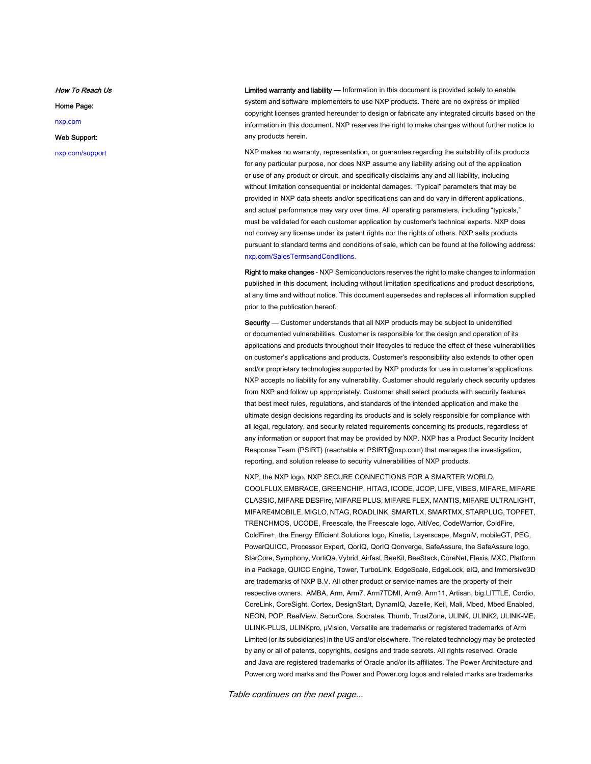*How To Reach Us*

**Home Page:**

nxp.com

**Web Support:**

nxp.com/support

**Limited warranty and liability** — Information in this document is provided solely to enable system and software implementers to use NXP products. There are no express or implied copyright licenses granted hereunder to design or fabricate any integrated circuits based on the information in this document. NXP reserves the right to make changes without further notice to any products herein.

NXP makes no warranty, representation, or guarantee regarding the suitability of its products for any particular purpose, nor does NXP assume any liability arising out of the application or use of any product or circuit, and specifically disclaims any and all liability, including without limitation consequential or incidental damages. “Typical” parameters that may be provided in NXP data sheets and/or specifications can and do vary in different applications, and actual performance may vary over time. All operating parameters, including “typicals,” must be validated for each customer application by customer's technical experts. NXP does not convey any license under its patent rights nor the rights of others. NXP sells products pursuant to standard terms and conditions of sale, which can be found at the following address: nxp.com/SalesTermsandConditions.

**Right to make changes** - NXP Semiconductors reserves the right to make changes to information published in this document, including without limitation specifications and product descriptions, at any time and without notice. This document supersedes and replaces all information supplied prior to the publication hereof.

**Security** — Customer understands that all NXP products may be subject to unidentified or documented vulnerabilities. Customer is responsible for the design and operation of its applications and products throughout their lifecycles to reduce the effect of these vulnerabilities on customer’s applications and products. Customer’s responsibility also extends to other open and/or proprietary technologies supported by NXP products for use in customer’s applications. NXP accepts no liability for any vulnerability. Customer should regularly check security updates from NXP and follow up appropriately. Customer shall select products with security features that best meet rules, regulations, and standards of the intended application and make the ultimate design decisions regarding its products and is solely responsible for compliance with all legal, regulatory, and security related requirements concerning its products, regardless of any information or support that may be provided by NXP. NXP has a Product Security Incident Response Team (PSIRT) (reachable at PSIRT@nxp.com) that manages the investigation, reporting, and solution release to security vulnerabilities of NXP products.

NXP, the NXP logo, NXP SECURE CONNECTIONS FOR A SMARTER WORLD, COOLFLUX,EMBRACE, GREENCHIP, HITAG, ICODE, JCOP, LIFE, VIBES, MIFARE, MIFARE CLASSIC, MIFARE DESFire, MIFARE PLUS, MIFARE FLEX, MANTIS, MIFARE ULTRALIGHT, MIFARE4MOBILE, MIGLO, NTAG, ROADLINK, SMARTLX, SMARTMX, STARPLUG, TOPFET, TRENCHMOS, UCODE, Freescale, the Freescale logo, AltiVec, CodeWarrior, ColdFire, ColdFire+, the Energy Efficient Solutions logo, Kinetis, Layerscape, MagniV, mobileGT, PEG, PowerQUICC, Processor Expert, QorIQ, QorIQ Qonverge, SafeAssure, the SafeAssure logo, StarCore, Symphony, VortiQa, Vybrid, Airfast, BeeKit, BeeStack, CoreNet, Flexis, MXC, Platform in a Package, QUICC Engine, Tower, TurboLink, EdgeScale, EdgeLock, eIQ, and Immersive3D are trademarks of NXP B.V. All other product or service names are the property of their respective owners. AMBA, Arm, Arm7, Arm7TDMI, Arm9, Arm11, Artisan, big.LITTLE, Cordio, CoreLink, CoreSight, Cortex, DesignStart, DynamIQ, Jazelle, Keil, Mali, Mbed, Mbed Enabled, NEON, POP, RealView, SecurCore, Socrates, Thumb, TrustZone, ULINK, ULINK2, ULINK-ME, ULINK-PLUS, ULINKpro, μVision, Versatile are trademarks or registered trademarks of Arm Limited (or its subsidiaries) in the US and/or elsewhere. The related technology may be protected by any or all of patents, copyrights, designs and trade secrets. All rights reserved. Oracle and Java are registered trademarks of Oracle and/or its affiliates. The Power Architecture and Power.org word marks and the Power and Power.org logos and related marks are trademarks

*Table continues on the next page...*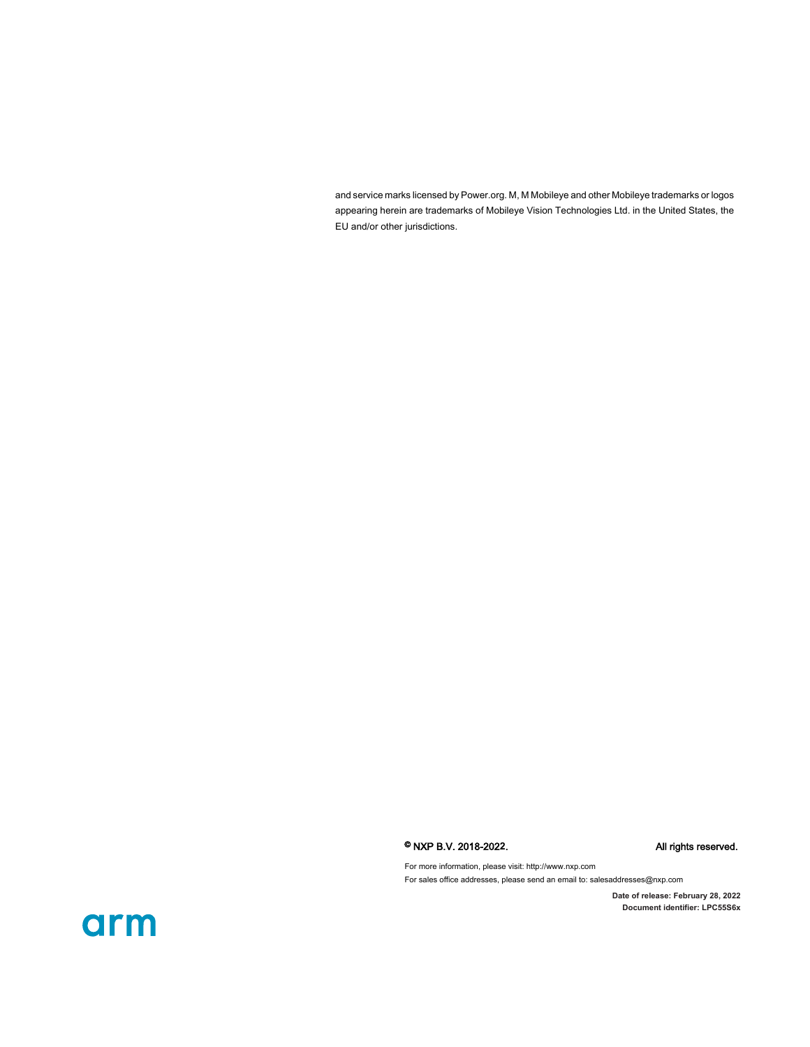and service marks licensed by Power.org. M, M Mobileye and other Mobileye trademarks or logos appearing herein are trademarks of Mobileye Vision Technologies Ltd. in the United States, the EU and/or other jurisdictions.

© NXP B.V. 2018-2022. All rights reserved.

For more information, please visit: http://www.nxp.com

For sales office addresses, please send an email to: salesaddresses@nxp.com

**Date of release: February 28, 2022**

**Document identifier: LPC55S6x**

arm